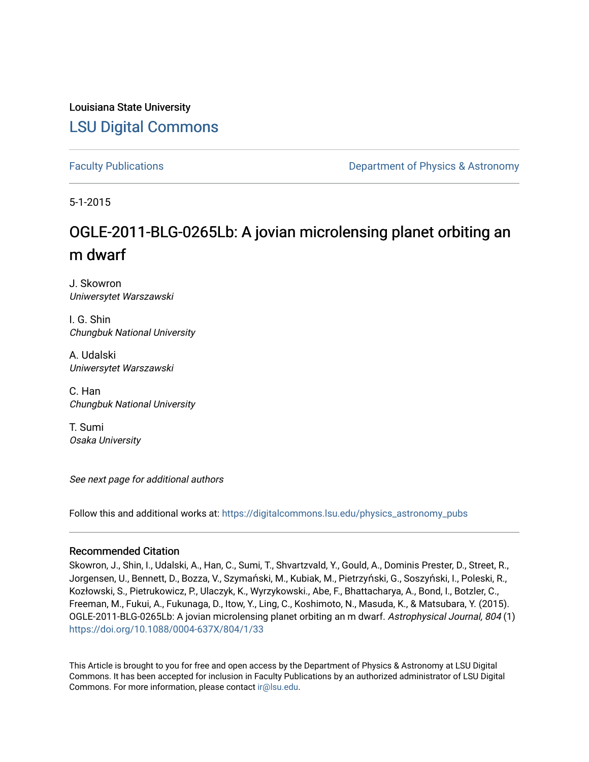Louisiana State University

# LSU Digital Commons

Faculty Publications

Department of Physics & Astronomy

5-1-2015

# OGLE-2011-BLG-0265Lb: A jovian microlensing planet orbiting an m dwarf

J. Skowron
*Uniwersytet Warszawski*

I. G. Shin
*Chungbuk National University*

A. Udalski
*Uniwersytet Warszawski*

C. Han
*Chungbuk National University*

T. Sumi
*Osaka University*

*See next page for additional authors*

Follow this and additional works at: https://digitalcommons.lsu.edu/physics_astronomy_pubs

## Recommended Citation

Skowron, J., Shin, I., Udalski, A., Han, C., Sumi, T., Shvartzvald, Y., Gould, A., Dominis Prester, D., Street, R., Jorgensen, U., Bennett, D., Bozza, V., Szymański, M., Kubiak, M., Pietrzyński, G., Soszyński, I., Poleski, R., Kozłowski, S., Pietrukowicz, P., Ulaczyk, K., Wyrzykowski., Abe, F., Bhattacharya, A., Bond, I., Botzler, C., Freeman, M., Fukui, A., Fukunaga, D., Itow, Y., Ling, C., Koshimoto, N., Masuda, K., & Matsubara, Y. (2015). OGLE-2011-BLG-0265Lb: A jovian microlensing planet orbiting an m dwarf. *Astrophysical Journal, 804* (1) https://doi.org/10.1088/0004-637X/804/1/33

This Article is brought to you for free and open access by the Department of Physics & Astronomy at LSU Digital Commons. It has been accepted for inclusion in Faculty Publications by an authorized administrator of LSU Digital Commons. For more information, please contact ir@lsu.edu.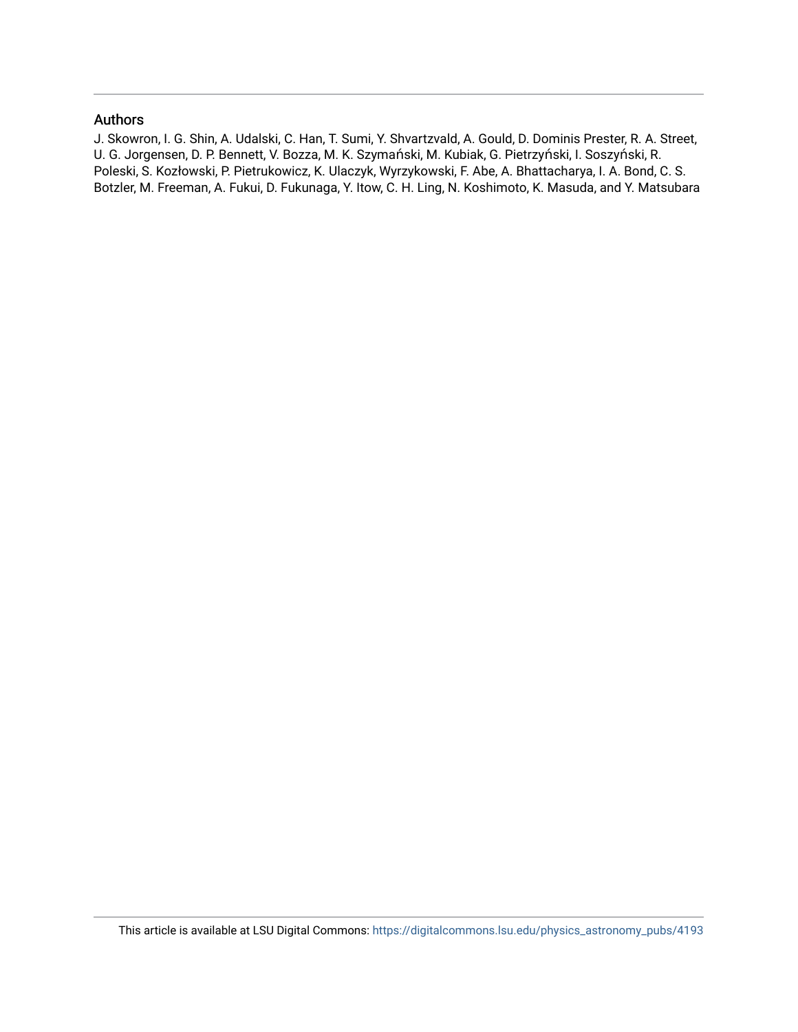## Authors

J. Skowron, I. G. Shin, A. Udalski, C. Han, T. Sumi, Y. Shvartzvald, A. Gould, D. Dominis Prester, R. A. Street, U. G. Jorgensen, D. P. Bennett, V. Bozza, M. K. Szymański, M. Kubiak, G. Pietrzyński, I. Soszyński, R. Poleski, S. Kozłowski, P. Pietrukowicz, K. Ulaczyk, Wyrzykowski, F. Abe, A. Bhattacharya, I. A. Bond, C. S. Botzler, M. Freeman, A. Fukui, D. Fukunaga, Y. Itow, C. H. Ling, N. Koshimoto, K. Masuda, and Y. Matsubara

This article is available at LSU Digital Commons: https://digitalcommons.lsu.edu/physics_astronomy_pubs/4193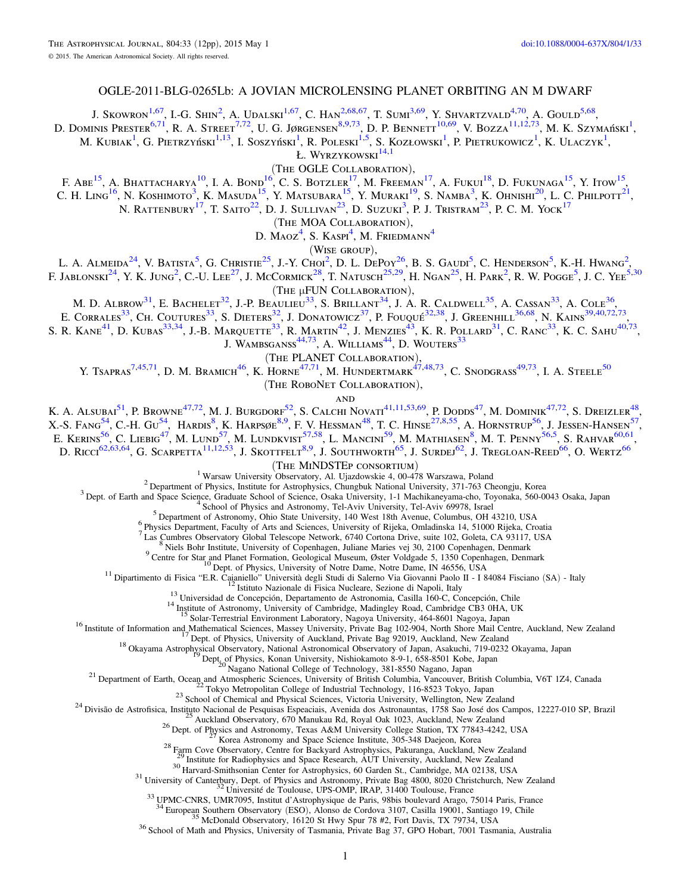# OGLE-2011-BLG-0265Lb: A JOVIAN MICROLENSING PLANET ORBITING AN M DWARF

J. Skowron[1,67], I.-G. Shin[2], A. Udalski[1,67], C. Han[2,68,67], T. Sumi[3,69], Y. Shvartzvald[4,70], A. Gould[5,68], D. Dominis Prester[6,71], R. A. Street[7,72], U. G. Jørgensen[8,9,73], D. P. Bennett[10,69], V. Bozza[11,12,73], M. K. Szymański[1], M. Kubiak[1], G. Pietrzyński[1,13], I. Soszyński[1], R. Poleski[1,5], S. Kozłowski[1], P. Pietrukowicz[1], K. Ulaczyk[1], Ł. Wyrzykowski[14,1]

(The OGLE Collaboration),

F. Abe[15], A. Bhattacharya[10], I. A. Bond[16], C. S. Botzler[17], M. Freeman[17], A. Fukui[18], D. Fukunaga[15], Y. Itow[15], C. H. Ling[16], N. Koshimoto[3], K. Masuda[15], Y. Matsubara[15], Y. Muraki[19], S. Namba[3], K. Ohnishi[20], L. C. Philpott[21], N. Rattenbury[17], T. Saito[22], D. J. Sullivan[23], D. Suzuki[3], P. J. Tristram[23], P. C. M. Yock[17]

(The MOA Collaboration),

D. Maoz[4], S. Kaspi[4], M. Friedmann[4]

(Wise group),

L. A. Almeida[24], V. Batista[5], G. Christie[25], J.-Y. Choi[2], D. L. DePoy[26], B. S. Gaudi[5], C. Henderson[5], K.-H. Hwang[2], F. Jablonski[24], Y. K. Jung[2], C.-U. Lee[27], J. McCormick[28], T. Natusch[25,29], H. Ngan[25], H. Park[2], R. W. Pogge[5], J. C. Yee[5,30]

(The μFUN Collaboration),

M. D. Albrow[31], E. Bachelet[32], J.-P. Beaulieu[33], S. Brillant[34], J. A. R. Caldwell[35], A. Cassan[33], A. Cole[36], E. Corrales[33], Ch. Coutures[33], S. Dieters[32], J. Donatowicz[37], P. Fouqué[32,38], J. Greenhill[36,68], N. Kains[39,40,72,73], S. R. Kane[41], D. Kubas[33,34], J.-B. Marquette[33], R. Martin[42], J. Menzies[43], K. R. Pollard[31], C. Ranc[33], K. C. Sahu[40,73], J. Wambsganss[44,73], A. Williams[44], D. Wouters[33]

(The PLANET Collaboration),

Y. Tsapras[7,45,71], D. M. Bramich[46], K. Horne[47,71], M. Hundertmark[47,48,73], C. Snodgrass[49,73], I. A. Steele[50]

(The RoboNet Collaboration),

and

K. A. Alsubai[51], P. Browne[47,72], M. J. Burgdorf[52], S. Calchi Novati[41,11,53,69], P. Dodds[47], M. Dominik[47,72], S. Dreizler[48], X.-S. Fang[54], C.-H. Gu[54], Hardis[8], K. Harpsøe[8,9], F. V. Hessman[48], T. C. Hinse[27,8,55], A. Hornstrup[56], J. Jessen-Hansen[57], E. Kerins[56], C. Liebig[47], M. Lund[57], M. Lundkvist[57,58], L. Mancini[59], M. Mathiasen[8], M. T. Penny[56,5], S. Rahvar[60,61], D. Ricci[62,63,64], G. Scarpetta[11,12,53], J. Skottfelt[8,9], J. Southworth[65], J. Surdej[62], J. Tregloan-Reed[66], O. Wertz[66]

(The MiNDSTEp consortium)

[1] Warsaw University Observatory, Al. Ujazdowskie 4, 00-478 Warszawa, Poland
[2] Department of Physics, Institute for Astrophysics, Chungbuk National University, 371-763 Cheongju, Korea
[3] Dept. of Earth and Space Science, Graduate School of Science, Osaka University, 1-1 Machikaneyama-cho, Toyonaka, 560-0043 Osaka, Japan
[4] School of Physics and Astronomy, Tel-Aviv University, Tel-Aviv 69978, Israel
[5] Department of Astronomy, Ohio State University, 140 West 18th Avenue, Columbus, OH 43210, USA
[6] Physics Department, Faculty of Arts and Sciences, University of Rijeka, Omladinska 14, 51000 Rijeka, Croatia
[7] Las Cumbres Observatory Global Telescope Network, 6740 Cortona Drive, suite 102, Goleta, CA 93117, USA
[8] Niels Bohr Institute, University of Copenhagen, Juliane Maries vej 30, 2100 Copenhagen, Denmark
[9] Centre for Star and Planet Formation, Geological Museum, Øster Voldgade 5, 1350 Copenhagen, Denmark
[10] Dept. of Physics, University of Notre Dame, Notre Dame, IN 46556, USA
[11] Dipartimento di Fisica "E.R. Caianiello" Università degli Studi di Salerno Via Giovanni Paolo II - I 84084 Fisciano (SA) - Italy
[12] Istituto Nazionale di Fisica Nucleare, Sezione di Napoli, Italy
[13] Universidad de Concepción, Departamento de Astronomia, Casilla 160-C, Concepción, Chile
[14] Institute of Astronomy, University of Cambridge, Madingley Road, Cambridge CB3 0HA, UK
[15] Solar-Terrestrial Environment Laboratory, Nagoya University, 464-8601 Nagoya, Japan
[16] Institute of Information and Mathematical Sciences, Massey University, Private Bag 102-904, North Shore Mail Centre, Auckland, New Zealand
[17] Dept. of Physics, University of Auckland, Private Bag 92019, Auckland, New Zealand
[18] Okayama Astrophysical Observatory, National Astronomical Observatory of Japan, Asakuchi, 719-0232 Okayama, Japan
[19] Dept. of Physics, Konan University, Nishiokamoto 8-9-1, 658-8501 Kobe, Japan
[20] Nagano National College of Technology, 381-8550 Nagano, Japan
[21] Department of Earth, Ocean and Atmospheric Sciences, University of British Columbia, Vancouver, British Columbia, V6T 1Z4, Canada
[22] Tokyo Metropolitan College of Industrial Technology, 116-8523 Tokyo, Japan
[23] School of Chemical and Physical Sciences, Victoria University, Wellington, New Zealand
[24] Divisão de Astrofisica, Instituto Nacional de Pesquisas Espeaciais, Avenida dos Astronauntas, 1758 Sao José dos Campos, 12227-010 SP, Brazil
[25] Auckland Observatory, 670 Manukau Rd, Royal Oak 1023, Auckland, New Zealand
[26] Dept. of Physics and Astronomy, Texas A&M University College Station, TX 77843-4242, USA
[27] Korea Astronomy and Space Science Institute, 305-348 Daejeon, Korea
[28] Farm Cove Observatory, Centre for Backyard Astrophysics, Pakuranga, Auckland, New Zealand
[29] Institute for Radiophysics and Space Research, AUT University, Auckland, New Zealand
[30] Harvard-Smithsonian Center for Astrophysics, 60 Garden St., Cambridge, MA 02138, USA
[31] University of Canterbury, Dept. of Physics and Astronomy, Private Bag 4800, 8020 Christchurch, New Zealand
[32] Université de Toulouse, UPS-OMP, IRAP, 31400 Toulouse, France
[33] UPMC-CNRS, UMR7095, Institut d'Astrophysique de Paris, 98bis boulevard Arago, 75014 Paris, France
[34] European Southern Observatory (ESO), Alonso de Cordova 3107, Casilla 19001, Santiago 19, Chile
[35] McDonald Observatory, 16120 St Hwy Spur 78 #2, Fort Davis, TX 79734, USA
[36] School of Math and Physics, University of Tasmania, Private Bag 37, GPO Hobart, 7001 Tasmania, Australia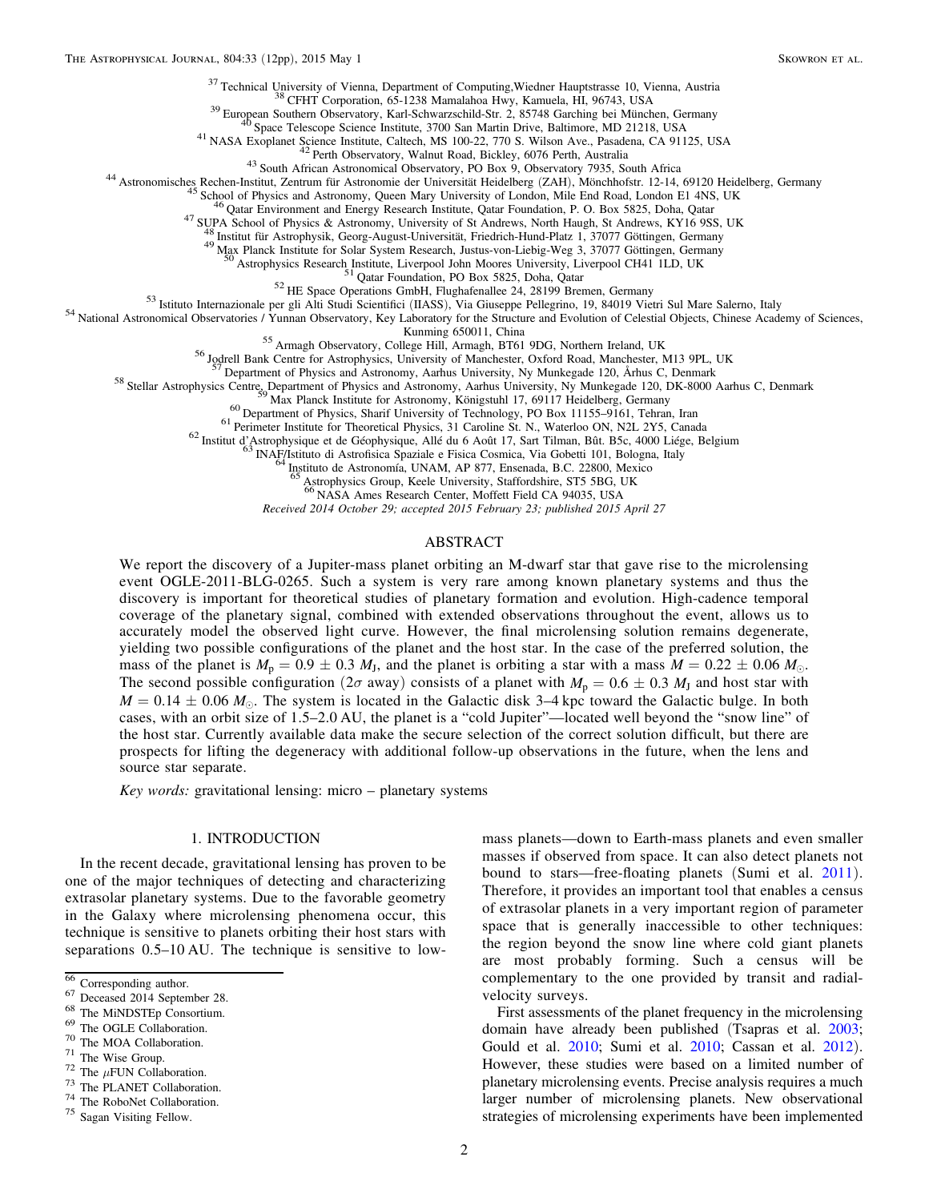[37] Technical University of Vienna, Department of Computing,Wiedner Hauptstrasse 10, Vienna, Austria
[38] CFHT Corporation, 65-1238 Mamalahoa Hwy, Kamuela, HI, 96743, USA
[39] European Southern Observatory, Karl-Schwarzschild-Str. 2, 85748 Garching bei München, Germany
[40] Space Telescope Science Institute, 3700 San Martin Drive, Baltimore, MD 21218, USA
[41] NASA Exoplanet Science Institute, Caltech, MS 100-22, 770 S. Wilson Ave., Pasadena, CA 91125, USA
[42] Perth Observatory, Walnut Road, Bickley, 6076 Perth, Australia
[43] South African Astronomical Observatory, PO Box 9, Observatory 7935, South Africa
[44] Astronomisches Rechen-Institut, Zentrum für Astronomie der Universität Heidelberg (ZAH), Mönchhofstr. 12-14, 69120 Heidelberg, Germany
[45] School of Physics and Astronomy, Queen Mary University of London, Mile End Road, London E1 4NS, UK
[46] Qatar Environment and Energy Research Institute, Qatar Foundation, P. O. Box 5825, Doha, Qatar
[47] SUPA School of Physics & Astronomy, University of St Andrews, North Haugh, St Andrews, KY16 9SS, UK
[48] Institut für Astrophysik, Georg-August-Universität, Friedrich-Hund-Platz 1, 37077 Göttingen, Germany
[49] Max Planck Institute for Solar System Research, Justus-von-Liebig-Weg 3, 37077 Göttingen, Germany
[50] Astrophysics Research Institute, Liverpool John Moores University, Liverpool CH41 1LD, UK
[51] Qatar Foundation, PO Box 5825, Doha, Qatar
[52] HE Space Operations GmbH, Flughafenallee 24, 28199 Bremen, Germany
[53] Istituto Internazionale per gli Alti Studi Scientifici (IIASS), Via Giuseppe Pellegrino, 19, 84019 Vietri Sul Mare Salerno, Italy
[54] National Astronomical Observatories / Yunnan Observatory, Key Laboratory for the Structure and Evolution of Celestial Objects, Chinese Academy of Sciences, Kunming 650011, China
[55] Armagh Observatory, College Hill, Armagh, BT61 9DG, Northern Ireland, UK
[56] Jodrell Bank Centre for Astrophysics, University of Manchester, Oxford Road, Manchester, M13 9PL, UK
[57] Department of Physics and Astronomy, Aarhus University, Ny Munkegade 120, Århus C, Denmark
[58] Stellar Astrophysics Centre, Department of Physics and Astronomy, Aarhus University, Ny Munkegade 120, DK-8000 Aarhus C, Denmark
[59] Max Planck Institute for Astronomy, Königstuhl 17, 69117 Heidelberg, Germany
[60] Department of Physics, Sharif University of Technology, PO Box 11155–9161, Tehran, Iran
[61] Perimeter Institute for Theoretical Physics, 31 Caroline St. N., Waterloo ON, N2L 2Y5, Canada
[62] Institut d'Astrophysique et de Géophysique, Allé du 6 Août 17, Sart Tilman, Bât. B5c, 4000 Liége, Belgium
[63] INAF/Istituto di Astrofisica Spaziale e Fisica Cosmica, Via Gobetti 101, Bologna, Italy
[64] Instituto de Astronomía, UNAM, AP 877, Ensenada, B.C. 22800, Mexico
[65] Astrophysics Group, Keele University, Staffordshire, ST5 5BG, UK
[66] NASA Ames Research Center, Moffett Field CA 94035, USA

*Received 2014 October 29; accepted 2015 February 23; published 2015 April 27*

## ABSTRACT

We report the discovery of a Jupiter-mass planet orbiting an M-dwarf star that gave rise to the microlensing event OGLE-2011-BLG-0265. Such a system is very rare among known planetary systems and thus the discovery is important for theoretical studies of planetary formation and evolution. High-cadence temporal coverage of the planetary signal, combined with extended observations throughout the event, allows us to accurately model the observed light curve. However, the final microlensing solution remains degenerate, yielding two possible configurations of the planet and the host star. In the case of the preferred solution, the mass of the planet is $M_p = 0.9 \pm 0.3\ M_J$, and the planet is orbiting a star with a mass $M = 0.22 \pm 0.06\ M_\odot$. The second possible configuration ($2\sigma$ away) consists of a planet with $M_p = 0.6 \pm 0.3\ M_J$ and host star with $M = 0.14 \pm 0.06\ M_\odot$. The system is located in the Galactic disk 3–4 kpc toward the Galactic bulge. In both cases, with an orbit size of 1.5–2.0 AU, the planet is a "cold Jupiter"—located well beyond the "snow line" of the host star. Currently available data make the secure selection of the correct solution difficult, but there are prospects for lifting the degeneracy with additional follow-up observations in the future, when the lens and source star separate.

*Key words:* gravitational lensing: micro – planetary systems

## 1. INTRODUCTION

In the recent decade, gravitational lensing has proven to be one of the major techniques of detecting and characterizing extrasolar planetary systems. Due to the favorable geometry in the Galaxy where microlensing phenomena occur, this technique is sensitive to planets orbiting their host stars with separations 0.5–10 AU. The technique is sensitive to low-mass planets—down to Earth-mass planets and even smaller masses if observed from space. It can also detect planets not bound to stars—free-floating planets (Sumi et al. 2011). Therefore, it provides an important tool that enables a census of extrasolar planets in a very important region of parameter space that is generally inaccessible to other techniques: the region beyond the snow line where cold giant planets are most probably forming. Such a census will be complementary to the one provided by transit and radial-velocity surveys.

First assessments of the planet frequency in the microlensing domain have already been published (Tsapras et al. 2003; Gould et al. 2010; Sumi et al. 2010; Cassan et al. 2012). However, these studies were based on a limited number of planetary microlensing events. Precise analysis requires a much larger number of microlensing planets. New observational strategies of microlensing experiments have been implemented

[66] Corresponding author.
[67] Deceased 2014 September 28.
[68] The MiNDSTEp Consortium.
[69] The OGLE Collaboration.
[70] The MOA Collaboration.
[71] The Wise Group.
[72] The $\mu$FUN Collaboration.
[73] The PLANET Collaboration.
[74] The RoboNet Collaboration.
[75] Sagan Visiting Fellow.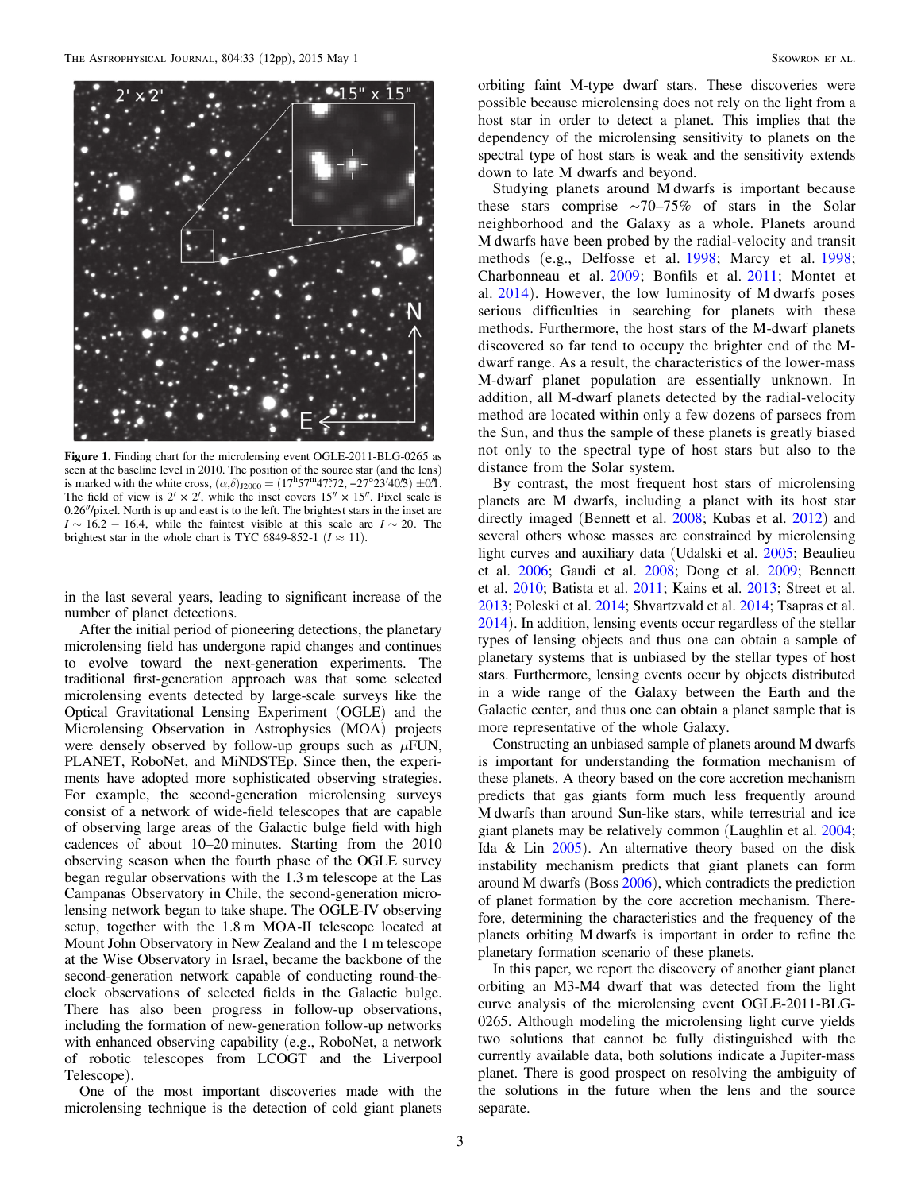Figure 1. Finding chart for the microlensing event OGLE-2011-BLG-0265 as seen at the baseline level in 2010. The position of the source star (and the lens) is marked with the white cross, $(\alpha,\delta)_{\rm J2000} = (17^{\rm h}57^{\rm m}47^{\rm s}.72, -27^{\circ}23'40''.3) \pm 0''.1$. The field of view is $2' \times 2'$, while the inset covers $15'' \times 15''$. Pixel scale is $0.26''$/pixel. North is up and east is to the left. The brightest stars in the inset are $I \sim 16.2 - 16.4$, while the faintest visible at this scale are $I \sim 20$. The brightest star in the whole chart is TYC 6849-852-1 ($I \approx 11$).

in the last several years, leading to significant increase of the number of planet detections.

After the initial period of pioneering detections, the planetary microlensing field has undergone rapid changes and continues to evolve toward the next-generation experiments. The traditional first-generation approach was that some selected microlensing events detected by large-scale surveys like the Optical Gravitational Lensing Experiment (OGLE) and the Microlensing Observation in Astrophysics (MOA) projects were densely observed by follow-up groups such as $\mu$FUN, PLANET, RoboNet, and MiNDSTEp. Since then, the experiments have adopted more sophisticated observing strategies. For example, the second-generation microlensing surveys consist of a network of wide-field telescopes that are capable of observing large areas of the Galactic bulge field with high cadences of about 10–20 minutes. Starting from the 2010 observing season when the fourth phase of the OGLE survey began regular observations with the 1.3 m telescope at the Las Campanas Observatory in Chile, the second-generation microlensing network began to take shape. The OGLE-IV observing setup, together with the 1.8 m MOA-II telescope located at Mount John Observatory in New Zealand and the 1 m telescope at the Wise Observatory in Israel, became the backbone of the second-generation network capable of conducting round-the-clock observations of selected fields in the Galactic bulge. There has also been progress in follow-up observations, including the formation of new-generation follow-up networks with enhanced observing capability (e.g., RoboNet, a network of robotic telescopes from LCOGT and the Liverpool Telescope).

One of the most important discoveries made with the microlensing technique is the detection of cold giant planets orbiting faint M-type dwarf stars. These discoveries were possible because microlensing does not rely on the light from a host star in order to detect a planet. This implies that the dependency of the microlensing sensitivity to planets on the spectral type of host stars is weak and the sensitivity extends down to late M dwarfs and beyond.

Studying planets around M dwarfs is important because these stars comprise ~70–75% of stars in the Solar neighborhood and the Galaxy as a whole. Planets around M dwarfs have been probed by the radial-velocity and transit methods (e.g., Delfosse et al. 1998; Marcy et al. 1998; Charbonneau et al. 2009; Bonfils et al. 2011; Montet et al. 2014). However, the low luminosity of M dwarfs poses serious difficulties in searching for planets with these methods. Furthermore, the host stars of the M-dwarf planets discovered so far tend to occupy the brighter end of the M-dwarf range. As a result, the characteristics of the lower-mass M-dwarf planet population are essentially unknown. In addition, all M-dwarf planets detected by the radial-velocity method are located within only a few dozens of parsecs from the Sun, and thus the sample of these planets is greatly biased not only to the spectral type of host stars but also to the distance from the Solar system.

By contrast, the most frequent host stars of microlensing planets are M dwarfs, including a planet with its host star directly imaged (Bennett et al. 2008; Kubas et al. 2012) and several others whose masses are constrained by microlensing light curves and auxiliary data (Udalski et al. 2005; Beaulieu et al. 2006; Gaudi et al. 2008; Dong et al. 2009; Bennett et al. 2010; Batista et al. 2011; Kains et al. 2013; Street et al. 2013; Poleski et al. 2014; Shvartzvald et al. 2014; Tsapras et al. 2014). In addition, lensing events occur regardless of the stellar types of lensing objects and thus one can obtain a sample of planetary systems that is unbiased by the stellar types of host stars. Furthermore, lensing events occur by objects distributed in a wide range of the Galaxy between the Earth and the Galactic center, and thus one can obtain a planet sample that is more representative of the whole Galaxy.

Constructing an unbiased sample of planets around M dwarfs is important for understanding the formation mechanism of these planets. A theory based on the core accretion mechanism predicts that gas giants form much less frequently around M dwarfs than around Sun-like stars, while terrestrial and ice giant planets may be relatively common (Laughlin et al. 2004; Ida & Lin 2005). An alternative theory based on the disk instability mechanism predicts that giant planets can form around M dwarfs (Boss 2006), which contradicts the prediction of planet formation by the core accretion mechanism. Therefore, determining the characteristics and the frequency of the planets orbiting M dwarfs is important in order to refine the planetary formation scenario of these planets.

In this paper, we report the discovery of another giant planet orbiting an M3-M4 dwarf that was detected from the light curve analysis of the microlensing event OGLE-2011-BLG-0265. Although modeling the microlensing light curve yields two solutions that cannot be fully distinguished with the currently available data, both solutions indicate a Jupiter-mass planet. There is good prospect on resolving the ambiguity of the solutions in the future when the lens and the source separate.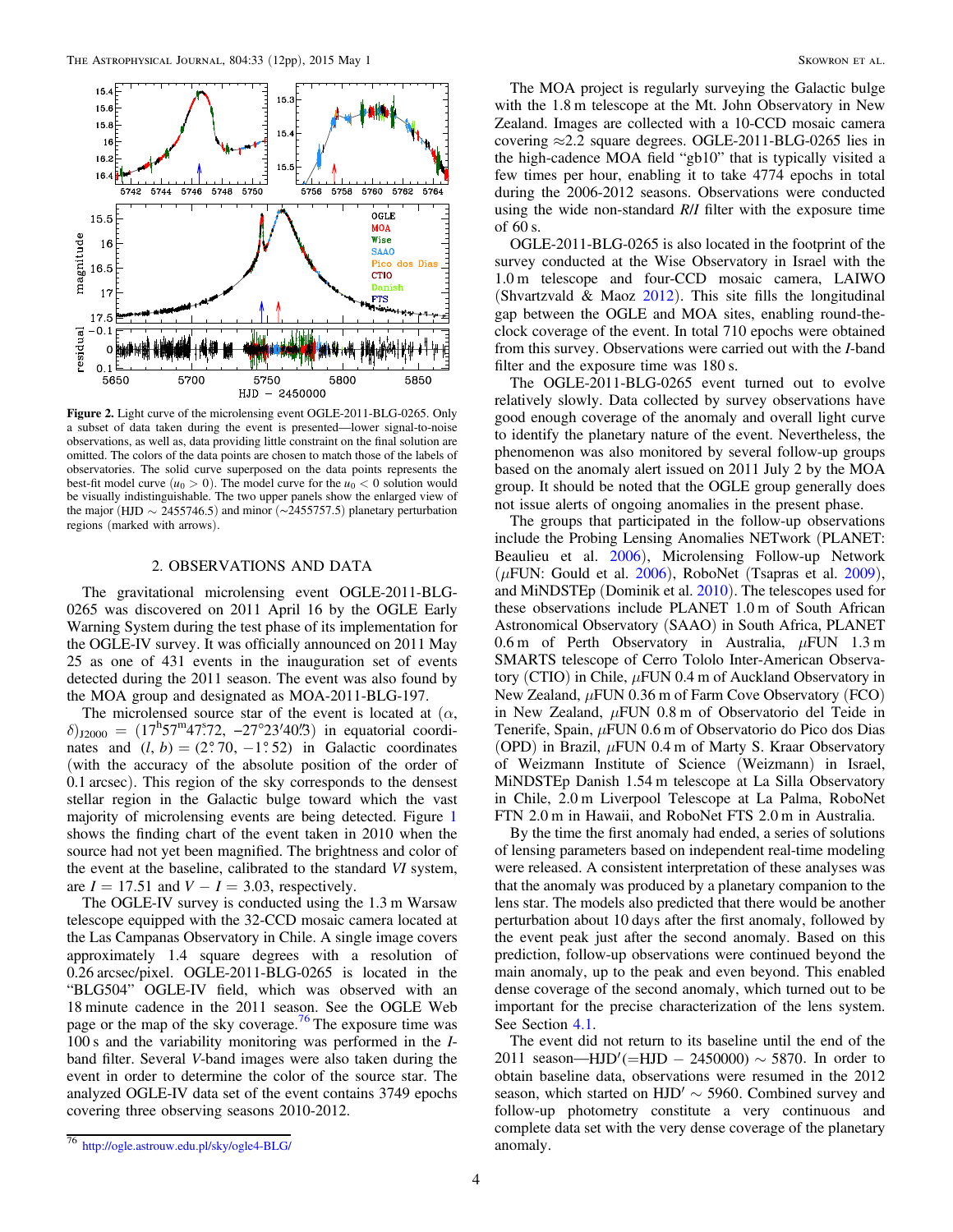**Figure 2.** Light curve of the microlensing event OGLE-2011-BLG-0265. Only a subset of data taken during the event is presented—lower signal-to-noise observations, as well as, data providing little constraint on the final solution are omitted. The colors of the data points are chosen to match those of the labels of observatories. The solid curve superposed on the data points represents the best-fit model curve ($u_0 > 0$). The model curve for the $u_0 < 0$ solution would be visually indistinguishable. The two upper panels show the enlarged view of the major (HJD $\sim$ 2455746.5) and minor ($\sim$2455757.5) planetary perturbation regions (marked with arrows).

## 2. OBSERVATIONS AND DATA

The gravitational microlensing event OGLE-2011-BLG-0265 was discovered on 2011 April 16 by the OGLE Early Warning System during the test phase of its implementation for the OGLE-IV survey. It was officially announced on 2011 May 25 as one of 431 events in the inauguration set of events detected during the 2011 season. The event was also found by the MOA group and designated as MOA-2011-BLG-197.

The microlensed source star of the event is located at $(\alpha, \delta)_{J2000} = (17^h57^m47\overset{s}{.}72, -27°23'40\overset{''}{.}3)$ in equatorial coordinates and $(l, b) = (2\overset{\circ}{.}70, -1\overset{\circ}{.}52)$ in Galactic coordinates (with the accuracy of the absolute position of the order of 0.1 arcsec). This region of the sky corresponds to the densest stellar region in the Galactic bulge toward which the vast majority of microlensing events are being detected. Figure 1 shows the finding chart of the event taken in 2010 when the source had not yet been magnified. The brightness and color of the event at the baseline, calibrated to the standard *VI* system, are $I = 17.51$ and $V - I = 3.03$, respectively.

The OGLE-IV survey is conducted using the 1.3 m Warsaw telescope equipped with the 32-CCD mosaic camera located at the Las Campanas Observatory in Chile. A single image covers approximately 1.4 square degrees with a resolution of 0.26 arcsec/pixel. OGLE-2011-BLG-0265 is located in the "BLG504" OGLE-IV field, which was observed with an 18 minute cadence in the 2011 season. See the OGLE Web page or the map of the sky coverage.[76] The exposure time was 100 s and the variability monitoring was performed in the *I*-band filter. Several *V*-band images were also taken during the event in order to determine the color of the source star. The analyzed OGLE-IV data set of the event contains 3749 epochs covering three observing seasons 2010-2012.

The MOA project is regularly surveying the Galactic bulge with the 1.8 m telescope at the Mt. John Observatory in New Zealand. Images are collected with a 10-CCD mosaic camera covering $\approx$2.2 square degrees. OGLE-2011-BLG-0265 lies in the high-cadence MOA field "gb10" that is typically visited a few times per hour, enabling it to take 4774 epochs in total during the 2006-2012 seasons. Observations were conducted using the wide non-standard *R*/*I* filter with the exposure time of 60 s.

OGLE-2011-BLG-0265 is also located in the footprint of the survey conducted at the Wise Observatory in Israel with the 1.0 m telescope and four-CCD mosaic camera, LAIWO (Shvartzvald & Maoz 2012). This site fills the longitudinal gap between the OGLE and MOA sites, enabling round-the-clock coverage of the event. In total 710 epochs were obtained from this survey. Observations were carried out with the *I*-band filter and the exposure time was 180 s.

The OGLE-2011-BLG-0265 event turned out to evolve relatively slowly. Data collected by survey observations have good enough coverage of the anomaly and overall light curve to identify the planetary nature of the event. Nevertheless, the phenomenon was also monitored by several follow-up groups based on the anomaly alert issued on 2011 July 2 by the MOA group. It should be noted that the OGLE group generally does not issue alerts of ongoing anomalies in the present phase.

The groups that participated in the follow-up observations include the Probing Lensing Anomalies NETwork (PLANET: Beaulieu et al. 2006), Microlensing Follow-up Network ($\mu$FUN: Gould et al. 2006), RoboNet (Tsapras et al. 2009), and MiNDSTEp (Dominik et al. 2010). The telescopes used for these observations include PLANET 1.0 m of South African Astronomical Observatory (SAAO) in South Africa, PLANET 0.6 m of Perth Observatory in Australia, $\mu$FUN 1.3 m SMARTS telescope of Cerro Tololo Inter-American Observatory (CTIO) in Chile, $\mu$FUN 0.4 m of Auckland Observatory in New Zealand, $\mu$FUN 0.36 m of Farm Cove Observatory (FCO) in New Zealand, $\mu$FUN 0.8 m of Observatorio del Teide in Tenerife, Spain, $\mu$FUN 0.6 m of Observatorio do Pico dos Dias (OPD) in Brazil, $\mu$FUN 0.4 m of Marty S. Kraar Observatory of Weizmann Institute of Science (Weizmann) in Israel, MiNDSTEp Danish 1.54 m telescope at La Silla Observatory in Chile, 2.0 m Liverpool Telescope at La Palma, RoboNet FTN 2.0 m in Hawaii, and RoboNet FTS 2.0 m in Australia.

By the time the first anomaly had ended, a series of solutions of lensing parameters based on independent real-time modeling were released. A consistent interpretation of these analyses was that the anomaly was produced by a planetary companion to the lens star. The models also predicted that there would be another perturbation about 10 days after the first anomaly, followed by the event peak just after the second anomaly. Based on this prediction, follow-up observations were continued beyond the main anomaly, up to the peak and even beyond. This enabled dense coverage of the second anomaly, which turned out to be important for the precise characterization of the lens system. See Section 4.1.

The event did not return to its baseline until the end of the 2011 season—HJD′(=HJD − 2450000) $\sim$ 5870. In order to obtain baseline data, observations were resumed in the 2012 season, which started on HJD′ $\sim$ 5960. Combined survey and follow-up photometry constitute a very continuous and complete data set with the very dense coverage of the planetary anomaly.

---

[76] http://ogle.astrouw.edu.pl/sky/ogle4-BLG/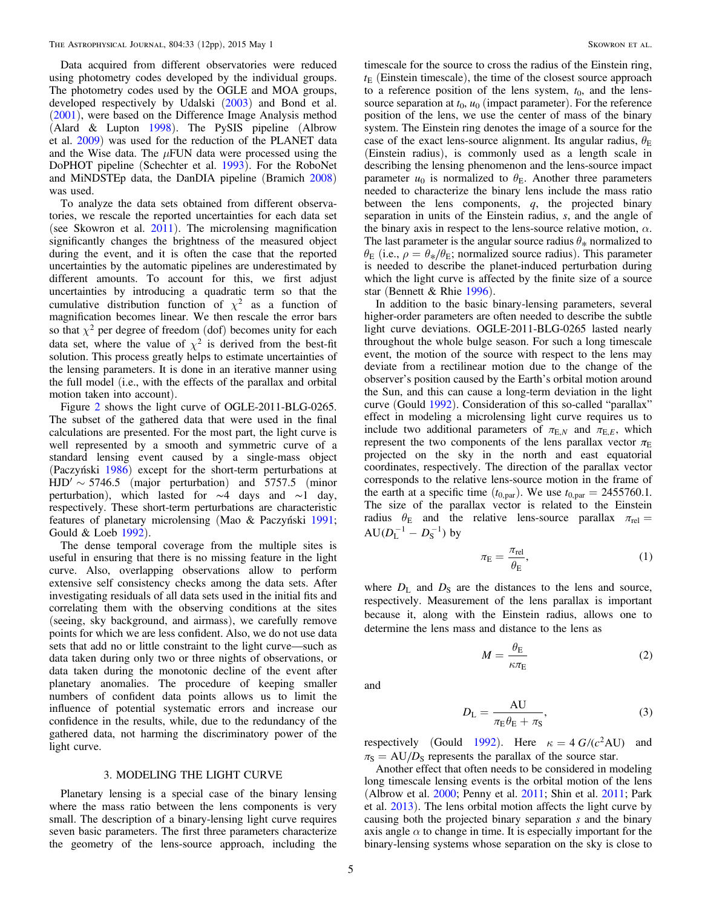Data acquired from different observatories were reduced using photometry codes developed by the individual groups. The photometry codes used by the OGLE and MOA groups, developed respectively by Udalski (2003) and Bond et al. (2001), were based on the Difference Image Analysis method (Alard & Lupton 1998). The PySIS pipeline (Albrow et al. 2009) was used for the reduction of the PLANET data and the Wise data. The $\mu$FUN data were processed using the DoPHOT pipeline (Schechter et al. 1993). For the RoboNet and MiNDSTEp data, the DanDIA pipeline (Bramich 2008) was used.

To analyze the data sets obtained from different observatories, we rescale the reported uncertainties for each data set (see Skowron et al. 2011). The microlensing magnification significantly changes the brightness of the measured object during the event, and it is often the case that the reported uncertainties by the automatic pipelines are underestimated by different amounts. To account for this, we first adjust uncertainties by introducing a quadratic term so that the cumulative distribution function of $\chi^2$ as a function of magnification becomes linear. We then rescale the error bars so that $\chi^2$ per degree of freedom (dof) becomes unity for each data set, where the value of $\chi^2$ is derived from the best-fit solution. This process greatly helps to estimate uncertainties of the lensing parameters. It is done in an iterative manner using the full model (i.e., with the effects of the parallax and orbital motion taken into account).

Figure 2 shows the light curve of OGLE-2011-BLG-0265. The subset of the gathered data that were used in the final calculations are presented. For the most part, the light curve is well represented by a smooth and symmetric curve of a standard lensing event caused by a single-mass object (Paczyński 1986) except for the short-term perturbations at HJD′ ~ 5746.5 (major perturbation) and 5757.5 (minor perturbation), which lasted for ~4 days and ~1 day, respectively. These short-term perturbations are characteristic features of planetary microlensing (Mao & Paczyński 1991; Gould & Loeb 1992).

The dense temporal coverage from the multiple sites is useful in ensuring that there is no missing feature in the light curve. Also, overlapping observations allow to perform extensive self consistency checks among the data sets. After investigating residuals of all data sets used in the initial fits and correlating them with the observing conditions at the sites (seeing, sky background, and airmass), we carefully remove points for which we are less confident. Also, we do not use data sets that add no or little constraint to the light curve—such as data taken during only two or three nights of observations, or data taken during the monotonic decline of the event after planetary anomalies. The procedure of keeping smaller numbers of confident data points allows us to limit the influence of potential systematic errors and increase our confidence in the results, while, due to the redundancy of the gathered data, not harming the discriminatory power of the light curve.

## 3. MODELING THE LIGHT CURVE

Planetary lensing is a special case of the binary lensing where the mass ratio between the lens components is very small. The description of a binary-lensing light curve requires seven basic parameters. The first three parameters characterize the geometry of the lens-source approach, including the timescale for the source to cross the radius of the Einstein ring, $t_{\rm E}$ (Einstein timescale), the time of the closest source approach to a reference position of the lens system, $t_0$, and the lens-source separation at $t_0$, $u_0$ (impact parameter). For the reference position of the lens, we use the center of mass of the binary system. The Einstein ring denotes the image of a source for the case of the exact lens-source alignment. Its angular radius, $\theta_{\rm E}$ (Einstein radius), is commonly used as a length scale in describing the lensing phenomenon and the lens-source impact parameter $u_0$ is normalized to $\theta_{\rm E}$. Another three parameters needed to characterize the binary lens include the mass ratio between the lens components, $q$, the projected binary separation in units of the Einstein radius, $s$, and the angle of the binary axis in respect to the lens-source relative motion, $\alpha$. The last parameter is the angular source radius $\theta_*$ normalized to $\theta_{\rm E}$ (i.e., $\rho = \theta_*/\theta_{\rm E}$; normalized source radius). This parameter is needed to describe the planet-induced perturbation during which the light curve is affected by the finite size of a source star (Bennett & Rhie 1996).

In addition to the basic binary-lensing parameters, several higher-order parameters are often needed to describe the subtle light curve deviations. OGLE-2011-BLG-0265 lasted nearly throughout the whole bulge season. For such a long timescale event, the motion of the source with respect to the lens may deviate from a rectilinear motion due to the change of the observer's position caused by the Earth's orbital motion around the Sun, and this can cause a long-term deviation in the light curve (Gould 1992). Consideration of this so-called "parallax" effect in modeling a microlensing light curve requires us to include two additional parameters of $\pi_{{\rm E},N}$ and $\pi_{{\rm E},E}$, which represent the two components of the lens parallax vector $\boldsymbol{\pi}_{\rm E}$ projected on the sky in the north and east equatorial coordinates, respectively. The direction of the parallax vector corresponds to the relative lens-source motion in the frame of the earth at a specific time ($t_{0,\rm par}$). We use $t_{0,\rm par} = 2455760.1$. The size of the parallax vector is related to the Einstein radius $\theta_{\rm E}$ and the relative lens-source parallax $\pi_{\rm rel} = {\rm AU}(D_{\rm L}^{-1} - D_{\rm S}^{-1})$ by

$$\pi_{\rm E} = \frac{\pi_{\rm rel}}{\theta_{\rm E}}, \tag{1}$$

where $D_{\rm L}$ and $D_{\rm S}$ are the distances to the lens and source, respectively. Measurement of the lens parallax is important because it, along with the Einstein radius, allows one to determine the lens mass and distance to the lens as

$$M = \frac{\theta_{\rm E}}{\kappa \pi_{\rm E}} \tag{2}$$

and

$$D_{\rm L} = \frac{\rm AU}{\pi_{\rm E}\theta_{\rm E} + \pi_{\rm S}}, \tag{3}$$

respectively (Gould 1992). Here $\kappa = 4\,G/(c^2{\rm AU})$ and $\pi_{\rm S} = {\rm AU}/D_{\rm S}$ represents the parallax of the source star.

Another effect that often needs to be considered in modeling long timescale lensing events is the orbital motion of the lens (Albrow et al. 2000; Penny et al. 2011; Shin et al. 2011; Park et al. 2013). The lens orbital motion affects the light curve by causing both the projected binary separation $s$ and the binary axis angle $\alpha$ to change in time. It is especially important for the binary-lensing systems whose separation on the sky is close to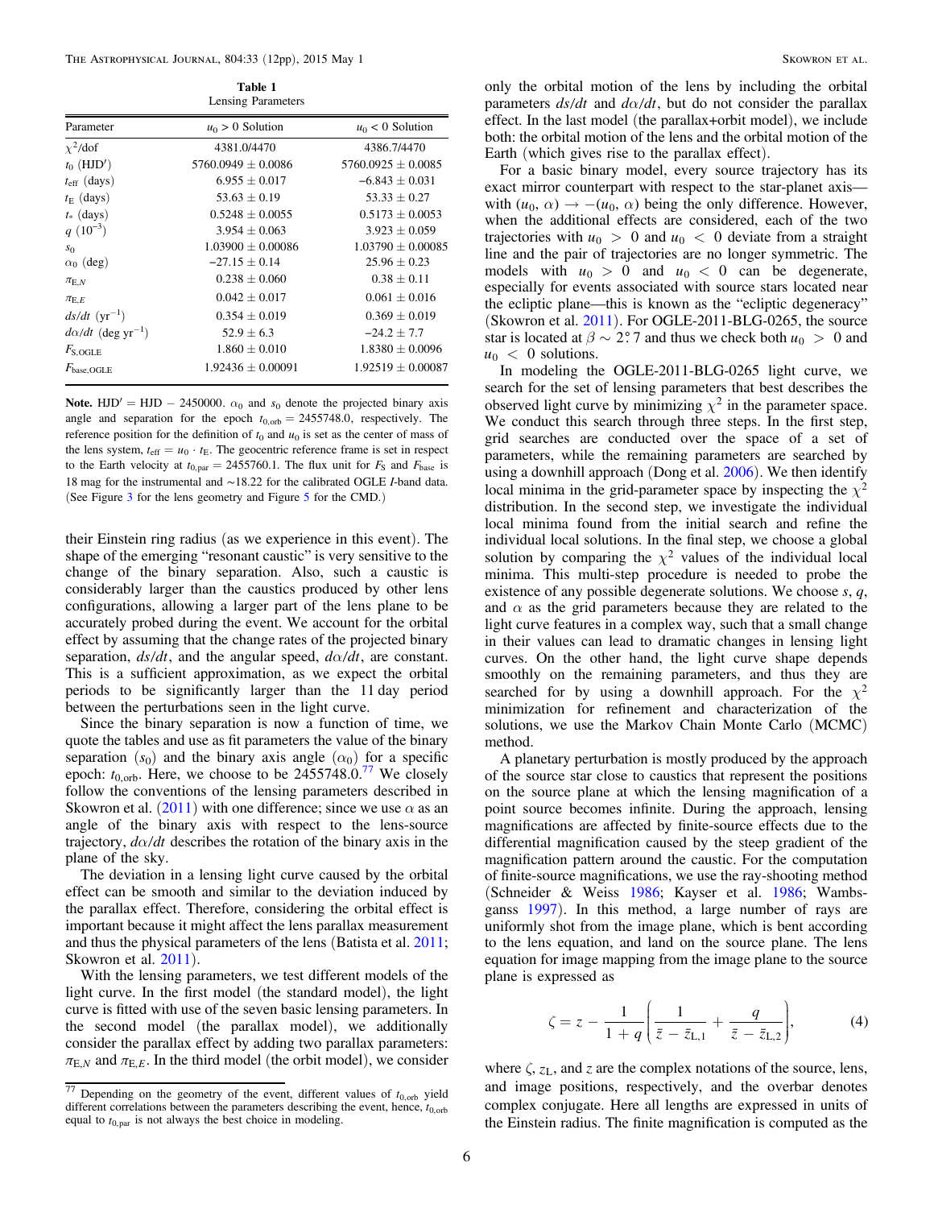**Table 1**
Lensing Parameters

| Parameter | $u_0 > 0$ Solution | $u_0 < 0$ Solution |
|---|---|---|
| $\chi^2$/dof | 4381.0/4470 | 4386.7/4470 |
| $t_0$ (HJD′) | 5760.0949 ± 0.0086 | 5760.0925 ± 0.0085 |
| $t_{\rm eff}$ (days) | 6.955 ± 0.017 | −6.843 ± 0.031 |
| $t_{\rm E}$ (days) | 53.63 ± 0.19 | 53.33 ± 0.27 |
| $t_*$ (days) | 0.5248 ± 0.0055 | 0.5173 ± 0.0053 |
| $q$ ($10^{-3}$) | 3.954 ± 0.063 | 3.923 ± 0.059 |
| $s_0$ | 1.03900 ± 0.00086 | 1.03790 ± 0.00085 |
| $\alpha_0$ (deg) | −27.15 ± 0.14 | 25.96 ± 0.23 |
| $\pi_{{\rm E},N}$ | 0.238 ± 0.060 | 0.38 ± 0.11 |
| $\pi_{{\rm E},E}$ | 0.042 ± 0.017 | 0.061 ± 0.016 |
| $ds/dt$ (yr$^{-1}$) | 0.354 ± 0.019 | 0.369 ± 0.019 |
| $d\alpha/dt$ (deg yr$^{-1}$) | 52.9 ± 6.3 | −24.2 ± 7.7 |
| $F_{\rm S,OGLE}$ | 1.860 ± 0.010 | 1.8380 ± 0.0096 |
| $F_{\rm base,OGLE}$ | 1.92436 ± 0.00091 | 1.92519 ± 0.00087 |

**Note.** HJD′ = HJD − 2450000. $\alpha_0$ and $s_0$ denote the projected binary axis angle and separation for the epoch $t_{0,\rm orb} = 2455748.0$, respectively. The reference position for the definition of $t_0$ and $u_0$ is set as the center of mass of the lens system, $t_{\rm eff} = u_0 \cdot t_{\rm E}$. The geocentric reference frame is set in respect to the Earth velocity at $t_{0,\rm par} = 2455760.1$. The flux unit for $F_{\rm S}$ and $F_{\rm base}$ is 18 mag for the instrumental and ∼18.22 for the calibrated OGLE $I$-band data. (See Figure 3 for the lens geometry and Figure 5 for the CMD.)

their Einstein ring radius (as we experience in this event). The shape of the emerging "resonant caustic" is very sensitive to the change of the binary separation. Also, such a caustic is considerably larger than the caustics produced by other lens configurations, allowing a larger part of the lens plane to be accurately probed during the event. We account for the orbital effect by assuming that the change rates of the projected binary separation, $ds/dt$, and the angular speed, $d\alpha/dt$, are constant. This is a sufficient approximation, as we expect the orbital periods to be significantly larger than the 11 day period between the perturbations seen in the light curve.

Since the binary separation is now a function of time, we quote the tables and use as fit parameters the value of the binary separation ($s_0$) and the binary axis angle ($\alpha_0$) for a specific epoch: $t_{0,\rm orb}$. Here, we choose to be 2455748.0.[77] We closely follow the conventions of the lensing parameters described in Skowron et al. (2011) with one difference; since we use $\alpha$ as an angle of the binary axis with respect to the lens-source trajectory, $d\alpha/dt$ describes the rotation of the binary axis in the plane of the sky.

The deviation in a lensing light curve caused by the orbital effect can be smooth and similar to the deviation induced by the parallax effect. Therefore, considering the orbital effect is important because it might affect the lens parallax measurement and thus the physical parameters of the lens (Batista et al. 2011; Skowron et al. 2011).

With the lensing parameters, we test different models of the light curve. In the first model (the standard model), the light curve is fitted with use of the seven basic lensing parameters. In the second model (the parallax model), we additionally consider the parallax effect by adding two parallax parameters: $\pi_{{\rm E},N}$ and $\pi_{{\rm E},E}$. In the third model (the orbit model), we consider only the orbital motion of the lens by including the orbital parameters $ds/dt$ and $d\alpha/dt$, but do not consider the parallax effect. In the last model (the parallax+orbit model), we include both: the orbital motion of the lens and the orbital motion of the Earth (which gives rise to the parallax effect).

For a basic binary model, every source trajectory has its exact mirror counterpart with respect to the star-planet axis—with $(u_0, \alpha) \rightarrow -(u_0, \alpha)$ being the only difference. However, when the additional effects are considered, each of the two trajectories with $u_0 > 0$ and $u_0 < 0$ deviate from a straight line and the pair of trajectories are no longer symmetric. The models with $u_0 > 0$ and $u_0 < 0$ can be degenerate, especially for events associated with source stars located near the ecliptic plane—this is known as the "ecliptic degeneracy" (Skowron et al. 2011). For OGLE-2011-BLG-0265, the source star is located at $\beta \sim 2^\circ\!.7$ and thus we check both $u_0 > 0$ and $u_0 < 0$ solutions.

In modeling the OGLE-2011-BLG-0265 light curve, we search for the set of lensing parameters that best describes the observed light curve by minimizing $\chi^2$ in the parameter space. We conduct this search through three steps. In the first step, grid searches are conducted over the space of a set of parameters, while the remaining parameters are searched by using a downhill approach (Dong et al. 2006). We then identify local minima in the grid-parameter space by inspecting the $\chi^2$ distribution. In the second step, we investigate the individual local minima found from the initial search and refine the individual local solutions. In the final step, we choose a global solution by comparing the $\chi^2$ values of the individual local minima. This multi-step procedure is needed to probe the existence of any possible degenerate solutions. We choose $s$, $q$, and $\alpha$ as the grid parameters because they are related to the light curve features in a complex way, such that a small change in their values can lead to dramatic changes in lensing light curves. On the other hand, the light curve shape depends smoothly on the remaining parameters, and thus they are searched for by using a downhill approach. For the $\chi^2$ minimization for refinement and characterization of the solutions, we use the Markov Chain Monte Carlo (MCMC) method.

A planetary perturbation is mostly produced by the approach of the source star close to caustics that represent the positions on the source plane at which the lensing magnification of a point source becomes infinite. During the approach, lensing magnifications are affected by finite-source effects due to the differential magnification caused by the steep gradient of the magnification pattern around the caustic. For the computation of finite-source magnifications, we use the ray-shooting method (Schneider & Weiss 1986; Kayser et al. 1986; Wambsganss 1997). In this method, a large number of rays are uniformly shot from the image plane, which is bent according to the lens equation, and land on the source plane. The lens equation for image mapping from the image plane to the source plane is expressed as

$$\zeta = z - \frac{1}{1+q}\left(\frac{1}{\bar{z} - \bar{z}_{\rm L,1}} + \frac{q}{\bar{z} - \bar{z}_{\rm L,2}}\right), \tag{4}$$

where $\zeta$, $z_{\rm L}$, and $z$ are the complex notations of the source, lens, and image positions, respectively, and the overbar denotes complex conjugate. Here all lengths are expressed in units of the Einstein radius. The finite magnification is computed as the

[77] Depending on the geometry of the event, different values of $t_{0,\rm orb}$ yield different correlations between the parameters describing the event, hence, $t_{0,\rm orb}$ equal to $t_{0,\rm par}$ is not always the best choice in modeling.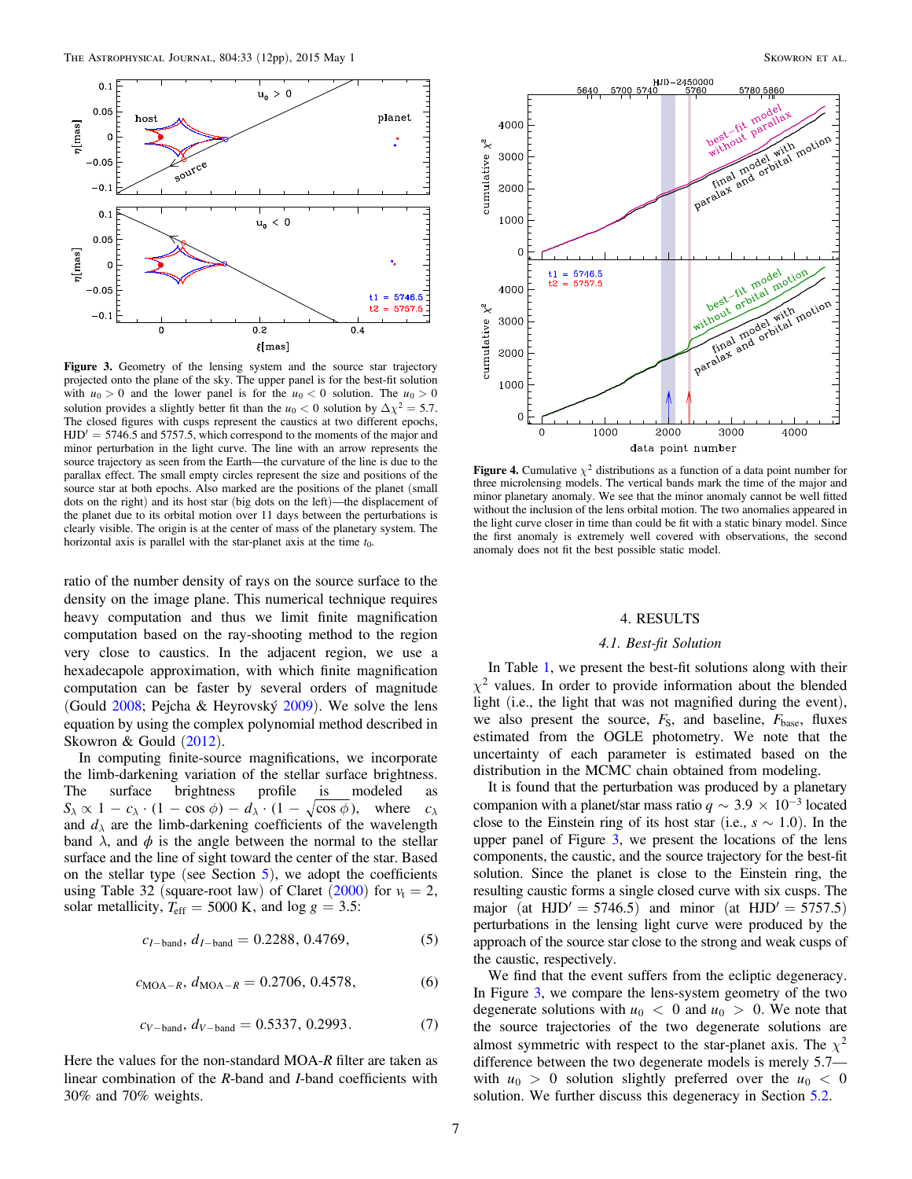**Figure 3.** Geometry of the lensing system and the source star trajectory projected onto the plane of the sky. The upper panel is for the best-fit solution with $u_0 > 0$ and the lower panel is for the $u_0 < 0$ solution. The $u_0 > 0$ solution provides a slightly better fit than the $u_0 < 0$ solution by $\Delta\chi^2 = 5.7$. The closed figures with cusps represent the caustics at two different epochs, HJD′ = 5746.5 and 5757.5, which correspond to the moments of the major and minor perturbation in the light curve. The line with an arrow represents the source trajectory as seen from the Earth—the curvature of the line is due to the parallax effect. The small empty circles represent the size and positions of the source star at both epochs. Also marked are the positions of the planet (small dots on the right) and its host star (big dots on the left)—the displacement of the planet due to its orbital motion over 11 days between the perturbations is clearly visible. The origin is at the center of mass of the planetary system. The horizontal axis is parallel with the star-planet axis at the time $t_0$.

ratio of the number density of rays on the source surface to the density on the image plane. This numerical technique requires heavy computation and thus we limit finite magnification computation based on the ray-shooting method to the region very close to caustics. In the adjacent region, we use a hexadecapole approximation, with which finite magnification computation can be faster by several orders of magnitude (Gould 2008; Pejcha & Heyrovský 2009). We solve the lens equation by using the complex polynomial method described in Skowron & Gould (2012).

In computing finite-source magnifications, we incorporate the limb-darkening variation of the stellar surface brightness. The surface brightness profile is modeled as $S_\lambda \propto 1 - c_\lambda \cdot (1 - \cos\phi) - d_\lambda \cdot (1 - \sqrt{\cos\phi})$, where $c_\lambda$ and $d_\lambda$ are the limb-darkening coefficients of the wavelength band $\lambda$, and $\phi$ is the angle between the normal to the stellar surface and the line of sight toward the center of the star. Based on the stellar type (see Section 5), we adopt the coefficients using Table 32 (square-root law) of Claret (2000) for $v_t = 2$, solar metallicity, $T_{\rm eff} = 5000$ K, and $\log g = 3.5$:

$$c_{I-{\rm band}}, d_{I-{\rm band}} = 0.2288, 0.4769, \tag{5}$$

$$c_{{\rm MOA}-R}, d_{{\rm MOA}-R} = 0.2706, 0.4578, \tag{6}$$

$$c_{V-{\rm band}}, d_{V-{\rm band}} = 0.5337, 0.2993. \tag{7}$$

Here the values for the non-standard MOA-$R$ filter are taken as linear combination of the $R$-band and $I$-band coefficients with 30% and 70% weights.

**Figure 4.** Cumulative $\chi^2$ distributions as a function of a data point number for three microlensing models. The vertical bands mark the time of the major and minor planetary anomaly. We see that the minor anomaly cannot be well fitted without the inclusion of the lens orbital motion. The two anomalies appeared in the light curve closer in time than could be fit with a static binary model. Since the first anomaly is extremely well covered with observations, the second anomaly does not fit the best possible static model.

## 4. RESULTS

### 4.1. Best-fit Solution

In Table 1, we present the best-fit solutions along with their $\chi^2$ values. In order to provide information about the blended light (i.e., the light that was not magnified during the event), we also present the source, $F_S$, and baseline, $F_{\rm base}$, fluxes estimated from the OGLE photometry. We note that the uncertainty of each parameter is estimated based on the distribution in the MCMC chain obtained from modeling.

It is found that the perturbation was produced by a planetary companion with a planet/star mass ratio $q \sim 3.9 \times 10^{-3}$ located close to the Einstein ring of its host star (i.e., $s \sim 1.0$). In the upper panel of Figure 3, we present the locations of the lens components, the caustic, and the source trajectory for the best-fit solution. Since the planet is close to the Einstein ring, the resulting caustic forms a single closed curve with six cusps. The major (at HJD′ = 5746.5) and minor (at HJD′ = 5757.5) perturbations in the lensing light curve were produced by the approach of the source star close to the strong and weak cusps of the caustic, respectively.

We find that the event suffers from the ecliptic degeneracy. In Figure 3, we compare the lens-system geometry of the two degenerate solutions with $u_0 < 0$ and $u_0 > 0$. We note that the source trajectories of the two degenerate solutions are almost symmetric with respect to the star-planet axis. The $\chi^2$ difference between the two degenerate models is merely 5.7—with $u_0 > 0$ solution slightly preferred over the $u_0 < 0$ solution. We further discuss this degeneracy in Section 5.2.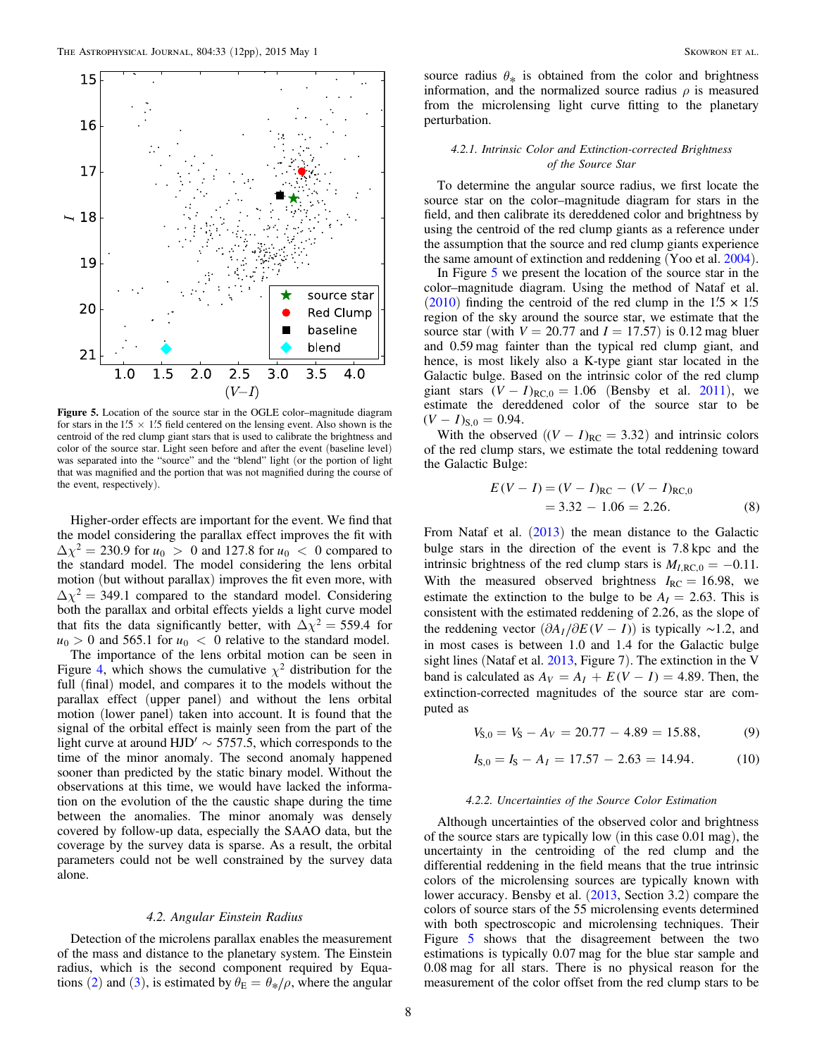**Figure 5.** Location of the source star in the OGLE color–magnitude diagram for stars in the $1\overset{\prime}{.}5 \times 1\overset{\prime}{.}5$ field centered on the lensing event. Also shown is the centroid of the red clump giant stars that is used to calibrate the brightness and color of the source star. Light seen before and after the event (baseline level) was separated into the "source" and the "blend" light (or the portion of light that was magnified and the portion that was not magnified during the course of the event, respectively).

Higher-order effects are important for the event. We find that the model considering the parallax effect improves the fit with $\Delta\chi^2 = 230.9$ for $u_0 > 0$ and 127.8 for $u_0 < 0$ compared to the standard model. The model considering the lens orbital motion (but without parallax) improves the fit even more, with $\Delta\chi^2 = 349.1$ compared to the standard model. Considering both the parallax and orbital effects yields a light curve model that fits the data significantly better, with $\Delta\chi^2 = 559.4$ for $u_0 > 0$ and 565.1 for $u_0 < 0$ relative to the standard model.

The importance of the lens orbital motion can be seen in Figure 4, which shows the cumulative $\chi^2$ distribution for the full (final) model, and compares it to the models without the parallax effect (upper panel) and without the lens orbital motion (lower panel) taken into account. It is found that the signal of the orbital effect is mainly seen from the part of the light curve at around HJD′ ~ 5757.5, which corresponds to the time of the minor anomaly. The second anomaly happened sooner than predicted by the static binary model. Without the observations at this time, we would have lacked the information on the evolution of the the caustic shape during the time between the anomalies. The minor anomaly was densely covered by follow-up data, especially the SAAO data, but the coverage by the survey data is sparse. As a result, the orbital parameters could not be well constrained by the survey data alone.

### 4.2. Angular Einstein Radius

Detection of the microlens parallax enables the measurement of the mass and distance to the planetary system. The Einstein radius, which is the second component required by Equations (2) and (3), is estimated by $\theta_E = \theta_*/\rho$, where the angular source radius $\theta_*$ is obtained from the color and brightness information, and the normalized source radius $\rho$ is measured from the microlensing light curve fitting to the planetary perturbation.

#### 4.2.1. Intrinsic Color and Extinction-corrected Brightness of the Source Star

To determine the angular source radius, we first locate the source star on the color–magnitude diagram for stars in the field, and then calibrate its dereddened color and brightness by using the centroid of the red clump giants as a reference under the assumption that the source and red clump giants experience the same amount of extinction and reddening (Yoo et al. 2004).

In Figure 5 we present the location of the source star in the color–magnitude diagram. Using the method of Nataf et al. (2010) finding the centroid of the red clump in the $1\overset{\prime}{.}5 \times 1\overset{\prime}{.}5$ region of the sky around the source star, we estimate that the source star (with $V = 20.77$ and $I = 17.57$) is 0.12 mag bluer and 0.59 mag fainter than the typical red clump giant, and hence, is most likely also a K-type giant star located in the Galactic bulge. Based on the intrinsic color of the red clump giant stars $(V-I)_{\rm RC,0} = 1.06$ (Bensby et al. 2011), we estimate the dereddened color of the source star to be $(V-I)_{\rm S,0} = 0.94$.

With the observed ($(V-I)_{\rm RC} = 3.32$) and intrinsic colors of the red clump stars, we estimate the total reddening toward the Galactic Bulge:

$$E(V-I) = (V-I)_{\rm RC} - (V-I)_{\rm RC,0} = 3.32 - 1.06 = 2.26. \quad (8)$$

From Nataf et al. (2013) the mean distance to the Galactic bulge stars in the direction of the event is 7.8 kpc and the intrinsic brightness of the red clump stars is $M_{I,\rm RC,0} = -0.11$. With the measured observed brightness $I_{\rm RC} = 16.98$, we estimate the extinction to the bulge to be $A_I = 2.63$. This is consistent with the estimated reddening of 2.26, as the slope of the reddening vector $(\partial A_I/\partial E(V-I))$ is typically ~1.2, and in most cases is between 1.0 and 1.4 for the Galactic bulge sight lines (Nataf et al. 2013, Figure 7). The extinction in the V band is calculated as $A_V = A_I + E(V-I) = 4.89$. Then, the extinction-corrected magnitudes of the source star are computed as

$$V_{\rm S,0} = V_{\rm S} - A_V = 20.77 - 4.89 = 15.88, \quad (9)$$

$$I_{\rm S,0} = I_{\rm S} - A_I = 17.57 - 2.63 = 14.94. \quad (10)$$

#### 4.2.2. Uncertainties of the Source Color Estimation

Although uncertainties of the observed color and brightness of the source stars are typically low (in this case 0.01 mag), the uncertainty in the centroiding of the red clump and the differential reddening in the field means that the true intrinsic colors of the microlensing sources are typically known with lower accuracy. Bensby et al. (2013, Section 3.2) compare the colors of source stars of the 55 microlensing events determined with both spectroscopic and microlensing techniques. Their Figure 5 shows that the disagreement between the two estimations is typically 0.07 mag for the blue star sample and 0.08 mag for all stars. There is no physical reason for the measurement of the color offset from the red clump stars to be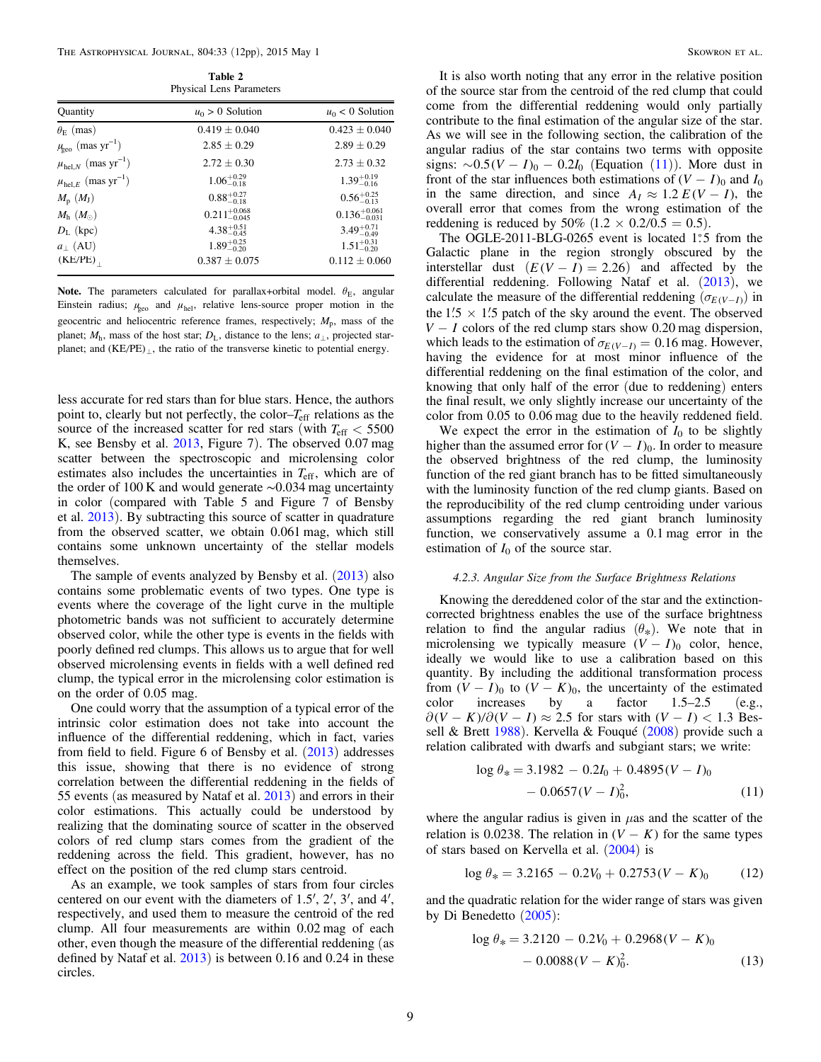**Table 2**
Physical Lens Parameters

| Quantity | $u_0 > 0$ Solution | $u_0 < 0$ Solution |
|---|---|---|
| $\theta_E$ (mas) | $0.419 \pm 0.040$ | $0.423 \pm 0.040$ |
| $\mu_{\rm geo}$ (mas yr$^{-1}$) | $2.85 \pm 0.29$ | $2.89 \pm 0.29$ |
| $\mu_{{\rm hel},N}$ (mas yr$^{-1}$) | $2.72 \pm 0.30$ | $2.73 \pm 0.32$ |
| $\mu_{{\rm hel},E}$ (mas yr$^{-1}$) | $1.06^{+0.29}_{-0.18}$ | $1.39^{+0.19}_{-0.16}$ |
| $M_{\rm p}$ ($M_{\rm J}$) | $0.88^{+0.27}_{-0.18}$ | $0.56^{+0.25}_{-0.13}$ |
| $M_{\rm h}$ ($M_\odot$) | $0.211^{+0.068}_{-0.045}$ | $0.136^{+0.061}_{-0.031}$ |
| $D_{\rm L}$ (kpc) | $4.38^{+0.51}_{-0.45}$ | $3.49^{+0.71}_{-0.49}$ |
| $a_\perp$ (AU) | $1.89^{+0.25}_{-0.20}$ | $1.51^{+0.31}_{-0.20}$ |
| $({\rm KE/PE})_\perp$ | $0.387 \pm 0.075$ | $0.112 \pm 0.060$ |

**Note.** The parameters calculated for parallax+orbital model. $\theta_E$, angular Einstein radius; $\mu_{\rm geo}$ and $\mu_{\rm hel}$, relative lens-source proper motion in the geocentric and heliocentric reference frames, respectively; $M_{\rm p}$, mass of the planet; $M_{\rm h}$, mass of the host star; $D_{\rm L}$, distance to the lens; $a_\perp$, projected star-planet; and $({\rm KE/PE})_\perp$, the ratio of the transverse kinetic to potential energy.

less accurate for red stars than for blue stars. Hence, the authors point to, clearly but not perfectly, the color–$T_{\rm eff}$ relations as the source of the increased scatter for red stars (with $T_{\rm eff} < 5500$ K, see Bensby et al. 2013, Figure 7). The observed 0.07 mag scatter between the spectroscopic and microlensing color estimates also includes the uncertainties in $T_{\rm eff}$, which are of the order of 100 K and would generate ~0.034 mag uncertainty in color (compared with Table 5 and Figure 7 of Bensby et al. 2013). By subtracting this source of scatter in quadrature from the observed scatter, we obtain 0.061 mag, which still contains some unknown uncertainty of the stellar models themselves.

The sample of events analyzed by Bensby et al. (2013) also contains some problematic events of two types. One type is events where the coverage of the light curve in the multiple photometric bands was not sufficient to accurately determine observed color, while the other type is events in the fields with poorly defined red clumps. This allows us to argue that for well observed microlensing events in fields with a well defined red clump, the typical error in the microlensing color estimation is on the order of 0.05 mag.

One could worry that the assumption of a typical error of the intrinsic color estimation does not take into account the influence of the differential reddening, which in fact, varies from field to field. Figure 6 of Bensby et al. (2013) addresses this issue, showing that there is no evidence of strong correlation between the differential reddening in the fields of 55 events (as measured by Nataf et al. 2013) and errors in their color estimations. This actually could be understood by realizing that the dominating source of scatter in the observed colors of red clump stars comes from the gradient of the reddening across the field. This gradient, however, has no effect on the position of the red clump stars centroid.

As an example, we took samples of stars from four circles centered on our event with the diameters of 1.5′, 2′, 3′, and 4′, respectively, and used them to measure the centroid of the red clump. All four measurements are within 0.02 mag of each other, even though the measure of the differential reddening (as defined by Nataf et al. 2013) is between 0.16 and 0.24 in these circles.

It is also worth noting that any error in the relative position of the source star from the centroid of the red clump that could come from the differential reddening would only partially contribute to the final estimation of the angular size of the star. As we will see in the following section, the calibration of the angular radius of the star contains two terms with opposite signs: $\sim 0.5(V-I)_0 - 0.2I_0$ (Equation (11)). More dust in front of the star influences both estimations of $(V-I)_0$ and $I_0$ in the same direction, and since $A_I \approx 1.2\,E(V-I)$, the overall error that comes from the wrong estimation of the reddening is reduced by 50% ($1.2 \times 0.2/0.5 = 0.5$).

The OGLE-2011-BLG-0265 event is located 1°.5 from the Galactic plane in the region strongly obscured by the interstellar dust ($E(V-I) = 2.26$) and affected by the differential reddening. Following Nataf et al. (2013), we calculate the measure of the differential reddening ($\sigma_{E(V-I)}$) in the 1′.5 × 1′.5 patch of the sky around the event. The observed $V-I$ colors of the red clump stars show 0.20 mag dispersion, which leads to the estimation of $\sigma_{E(V-I)} = 0.16$ mag. However, having the evidence for at most minor influence of the differential reddening on the final estimation of the color, and knowing that only half of the error (due to reddening) enters the final result, we only slightly increase our uncertainty of the color from 0.05 to 0.06 mag due to the heavily reddened field.

We expect the error in the estimation of $I_0$ to be slightly higher than the assumed error for $(V-I)_0$. In order to measure the observed brightness of the red clump, the luminosity function of the red giant branch has to be fitted simultaneously with the luminosity function of the red clump giants. Based on the reproducibility of the red clump centroiding under various assumptions regarding the red giant branch luminosity function, we conservatively assume a 0.1 mag error in the estimation of $I_0$ of the source star.

#### 4.2.3. Angular Size from the Surface Brightness Relations

Knowing the dereddened color of the star and the extinction-corrected brightness enables the use of the surface brightness relation to find the angular radius ($\theta_*$). We note that in microlensing we typically measure $(V-I)_0$ color, hence, ideally we would like to use a calibration based on this quantity. By including the additional transformation process from $(V-I)_0$ to $(V-K)_0$, the uncertainty of the estimated color increases by a factor 1.5–2.5 (e.g., $\partial(V-K)/\partial(V-I) \approx 2.5$ for stars with $(V-I) < 1.3$ Bessell & Brett 1988). Kervella & Fouqué (2008) provide such a relation calibrated with dwarfs and subgiant stars; we write:

$$\log \theta_* = 3.1982 - 0.2I_0 + 0.4895(V-I)_0 - 0.0657(V-I)_0^2, \qquad (11)$$

where the angular radius is given in $\mu$as and the scatter of the relation is 0.0238. The relation in $(V-K)$ for the same types of stars based on Kervella et al. (2004) is

$$\log \theta_* = 3.2165 - 0.2V_0 + 0.2753(V-K)_0 \qquad (12)$$

and the quadratic relation for the wider range of stars was given by Di Benedetto (2005):

$$\log \theta_* = 3.2120 - 0.2V_0 + 0.2968(V-K)_0 - 0.0088(V-K)_0^2. \qquad (13)$$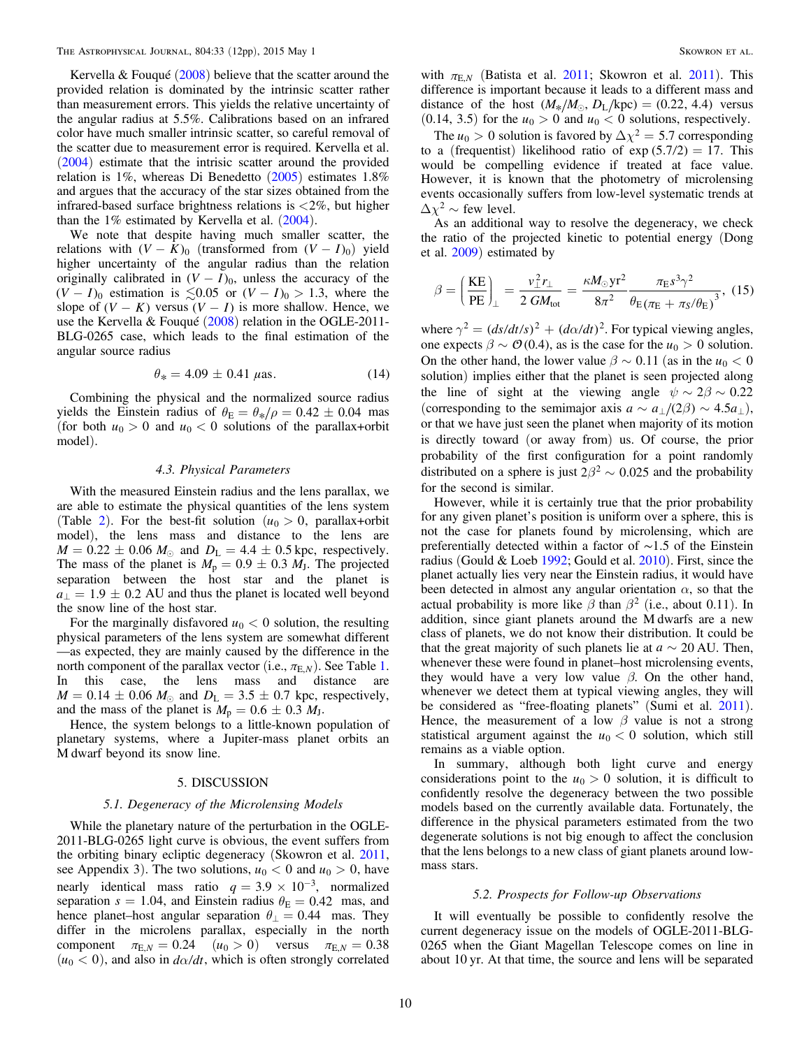Kervella & Fouqué (2008) believe that the scatter around the provided relation is dominated by the intrinsic scatter rather than measurement errors. This yields the relative uncertainty of the angular radius at 5.5%. Calibrations based on an infrared color have much smaller intrinsic scatter, so careful removal of the scatter due to measurement error is required. Kervella et al. (2004) estimate that the intrisic scatter around the provided relation is 1%, whereas Di Benedetto (2005) estimates 1.8% and argues that the accuracy of the star sizes obtained from the infrared-based surface brightness relations is <2%, but higher than the 1% estimated by Kervella et al. (2004).

We note that despite having much smaller scatter, the relations with $(V-K)_0$ (transformed from $(V-I)_0$) yield higher uncertainty of the angular radius than the relation originally calibrated in $(V-I)_0$, unless the accuracy of the $(V-I)_0$ estimation is $\lesssim 0.05$ or $(V-I)_0 > 1.3$, where the slope of $(V-K)$ versus $(V-I)$ is more shallow. Hence, we use the Kervella & Fouqué (2008) relation in the OGLE-2011-BLG-0265 case, which leads to the final estimation of the angular source radius

$$\theta_* = 4.09 \pm 0.41 \ \mu\text{as}. \tag{14}$$

Combining the physical and the normalized source radius yields the Einstein radius of $\theta_\mathrm{E} = \theta_*/\rho = 0.42 \pm 0.04$ mas (for both $u_0 > 0$ and $u_0 < 0$ solutions of the parallax+orbit model).

### 4.3. Physical Parameters

With the measured Einstein radius and the lens parallax, we are able to estimate the physical quantities of the lens system (Table 2). For the best-fit solution ($u_0 > 0$, parallax+orbit model), the lens mass and distance to the lens are $M = 0.22 \pm 0.06\ M_\odot$ and $D_\mathrm{L} = 4.4 \pm 0.5$ kpc, respectively. The mass of the planet is $M_\mathrm{p} = 0.9 \pm 0.3\ M_\mathrm{J}$. The projected separation between the host star and the planet is $a_\perp = 1.9 \pm 0.2$ AU and thus the planet is located well beyond the snow line of the host star.

For the marginally disfavored $u_0 < 0$ solution, the resulting physical parameters of the lens system are somewhat different—as expected, they are mainly caused by the difference in the north component of the parallax vector (i.e., $\pi_{\mathrm{E},N}$). See Table 1. In this case, the lens mass and distance are $M = 0.14 \pm 0.06\ M_\odot$ and $D_\mathrm{L} = 3.5 \pm 0.7$ kpc, respectively, and the mass of the planet is $M_\mathrm{p} = 0.6 \pm 0.3\ M_\mathrm{J}$.

Hence, the system belongs to a little-known population of planetary systems, where a Jupiter-mass planet orbits an M dwarf beyond its snow line.

## 5. DISCUSSION

### 5.1. Degeneracy of the Microlensing Models

While the planetary nature of the perturbation in the OGLE-2011-BLG-0265 light curve is obvious, the event suffers from the orbiting binary ecliptic degeneracy (Skowron et al. 2011, see Appendix 3). The two solutions, $u_0 < 0$ and $u_0 > 0$, have nearly identical mass ratio $q = 3.9 \times 10^{-3}$, normalized separation $s = 1.04$, and Einstein radius $\theta_\mathrm{E} = 0.42$ mas, and hence planet–host angular separation $\theta_\perp = 0.44$ mas. They differ in the microlens parallax, especially in the north component $\pi_{\mathrm{E},N} = 0.24$ $(u_0 > 0)$ versus $\pi_{\mathrm{E},N} = 0.38$ $(u_0 < 0)$, and also in $d\alpha/dt$, which is often strongly correlated with $\pi_{\mathrm{E},N}$ (Batista et al. 2011; Skowron et al. 2011). This difference is important because it leads to a different mass and distance of the host $(M_*/M_\odot, D_\mathrm{L}/\mathrm{kpc}) = (0.22, 4.4)$ versus $(0.14, 3.5)$ for the $u_0 > 0$ and $u_0 < 0$ solutions, respectively.

The $u_0 > 0$ solution is favored by $\Delta\chi^2 = 5.7$ corresponding to a (frequentist) likelihood ratio of $\exp(5.7/2) = 17$. This would be compelling evidence if treated at face value. However, it is known that the photometry of microlensing events occasionally suffers from low-level systematic trends at $\Delta\chi^2 \sim$ few level.

As an additional way to resolve the degeneracy, we check the ratio of the projected kinetic to potential energy (Dong et al. 2009) estimated by

$$\beta = \left(\frac{\mathrm{KE}}{\mathrm{PE}}\right)_\perp = \frac{v_\perp^2 r_\perp}{2\,GM_\mathrm{tot}} = \frac{\kappa M_\odot \mathrm{yr}^2}{8\pi^2} \frac{\pi_\mathrm{E} s^3 \gamma^2}{\theta_\mathrm{E}(\pi_\mathrm{E} + \pi_S/\theta_\mathrm{E})^3}, \tag{15}$$

where $\gamma^2 = (ds/dt/s)^2 + (d\alpha/dt)^2$. For typical viewing angles, one expects $\beta \sim \mathcal{O}(0.4)$, as is the case for the $u_0 > 0$ solution. On the other hand, the lower value $\beta \sim 0.11$ (as in the $u_0 < 0$ solution) implies either that the planet is seen projected along the line of sight at the viewing angle $\psi \sim 2\beta \sim 0.22$ (corresponding to the semimajor axis $a \sim a_\perp/(2\beta) \sim 4.5 a_\perp$), or that we have just seen the planet when majority of its motion is directly toward (or away from) us. Of course, the prior probability of the first configuration for a point randomly distributed on a sphere is just $2\beta^2 \sim 0.025$ and the probability for the second is similar.

However, while it is certainly true that the prior probability for any given planet's position is uniform over a sphere, this is not the case for planets found by microlensing, which are preferentially detected within a factor of ~1.5 of the Einstein radius (Gould & Loeb 1992; Gould et al. 2010). First, since the planet actually lies very near the Einstein radius, it would have been detected in almost any angular orientation $\alpha$, so that the actual probability is more like $\beta$ than $\beta^2$ (i.e., about 0.11). In addition, since giant planets around the M dwarfs are a new class of planets, we do not know their distribution. It could be that the great majority of such planets lie at $a \sim 20$ AU. Then, whenever these were found in planet–host microlensing events, they would have a very low value $\beta$. On the other hand, whenever we detect them at typical viewing angles, they will be considered as "free-floating planets" (Sumi et al. 2011). Hence, the measurement of a low $\beta$ value is not a strong statistical argument against the $u_0 < 0$ solution, which still remains as a viable option.

In summary, although both light curve and energy considerations point to the $u_0 > 0$ solution, it is difficult to confidently resolve the degeneracy between the two possible models based on the currently available data. Fortunately, the difference in the physical parameters estimated from the two degenerate solutions is not big enough to affect the conclusion that the lens belongs to a new class of giant planets around low-mass stars.

### 5.2. Prospects for Follow-up Observations

It will eventually be possible to confidently resolve the current degeneracy issue on the models of OGLE-2011-BLG-0265 when the Giant Magellan Telescope comes on line in about 10 yr. At that time, the source and lens will be separated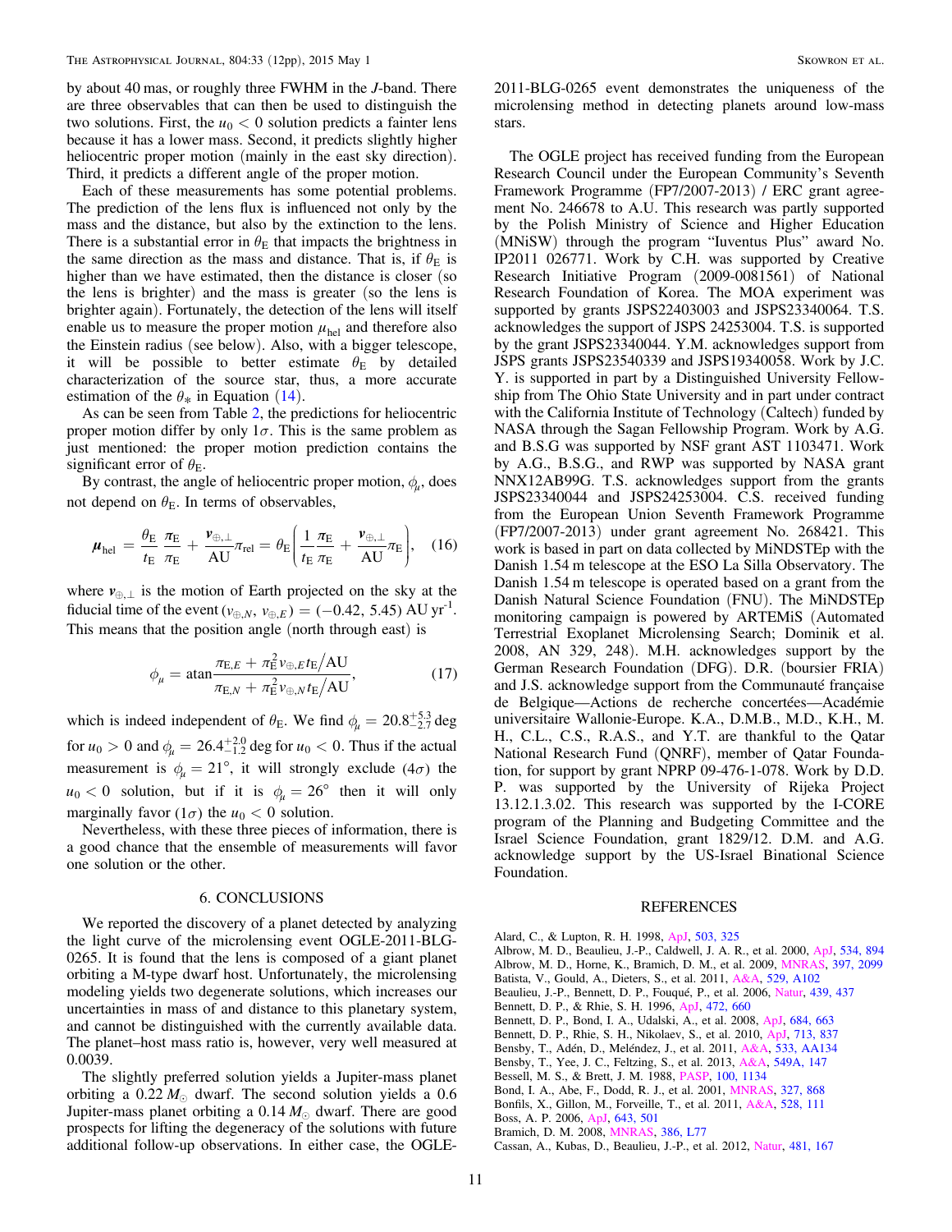by about 40 mas, or roughly three FWHM in the $J$-band. There are three observables that can then be used to distinguish the two solutions. First, the $u_0 < 0$ solution predicts a fainter lens because it has a lower mass. Second, it predicts slightly higher heliocentric proper motion (mainly in the east sky direction). Third, it predicts a different angle of the proper motion.

Each of these measurements has some potential problems. The prediction of the lens flux is influenced not only by the mass and the distance, but also by the extinction to the lens. There is a substantial error in $\theta_E$ that impacts the brightness in the same direction as the mass and distance. That is, if $\theta_E$ is higher than we have estimated, then the distance is closer (so the lens is brighter) and the mass is greater (so the lens is brighter again). Fortunately, the detection of the lens will itself enable us to measure the proper motion $\mu_{\rm hel}$ and therefore also the Einstein radius (see below). Also, with a bigger telescope, it will be possible to better estimate $\theta_E$ by detailed characterization of the source star, thus, a more accurate estimation of the $\theta_*$ in Equation (14).

As can be seen from Table 2, the predictions for heliocentric proper motion differ by only $1\sigma$. This is the same problem as just mentioned: the proper motion prediction contains the significant error of $\theta_E$.

By contrast, the angle of heliocentric proper motion, $\phi_\mu$, does not depend on $\theta_E$. In terms of observables,

$$\boldsymbol{\mu}_{\rm hel} = \frac{\theta_E}{t_E}\frac{\boldsymbol{\pi}_E}{\pi_E} + \frac{\boldsymbol{v}_{\oplus,\perp}}{\rm AU}\pi_{\rm rel} = \theta_E\left(\frac{1}{t_E}\frac{\boldsymbol{\pi}_E}{\pi_E} + \frac{\boldsymbol{v}_{\oplus,\perp}}{\rm AU}\pi_E\right), \quad (16)$$

where $\boldsymbol{v}_{\oplus,\perp}$ is the motion of Earth projected on the sky at the fiducial time of the event $(v_{\oplus,N},\, v_{\oplus,E}) = (-0.42,\, 5.45)$ AU yr$^{-1}$. This means that the position angle (north through east) is

$$\phi_\mu = {\rm atan}\frac{\pi_{E,E} + \pi_E^2 v_{\oplus,E} t_E/{\rm AU}}{\pi_{E,N} + \pi_E^2 v_{\oplus,N} t_E/{\rm AU}}, \quad (17)$$

which is indeed independent of $\theta_E$. We find $\phi_\mu = 20.8^{+5.3}_{-2.7}$ deg for $u_0 > 0$ and $\phi_\mu = 26.4^{+2.0}_{-1.2}$ deg for $u_0 < 0$. Thus if the actual measurement is $\phi_\mu = 21°$, it will strongly exclude ($4\sigma$) the $u_0 < 0$ solution, but if it is $\phi_\mu = 26°$ then it will only marginally favor ($1\sigma$) the $u_0 < 0$ solution.

Nevertheless, with these three pieces of information, there is a good chance that the ensemble of measurements will favor one solution or the other.

## 6. CONCLUSIONS

We reported the discovery of a planet detected by analyzing the light curve of the microlensing event OGLE-2011-BLG-0265. It is found that the lens is composed of a giant planet orbiting a M-type dwarf host. Unfortunately, the microlensing modeling yields two degenerate solutions, which increases our uncertainties in mass of and distance to this planetary system, and cannot be distinguished with the currently available data. The planet–host mass ratio is, however, very well measured at 0.0039.

The slightly preferred solution yields a Jupiter-mass planet orbiting a $0.22\, M_\odot$ dwarf. The second solution yields a 0.6 Jupiter-mass planet orbiting a $0.14\, M_\odot$ dwarf. There are good prospects for lifting the degeneracy of the solutions with future additional follow-up observations. In either case, the OGLE-2011-BLG-0265 event demonstrates the uniqueness of the microlensing method in detecting planets around low-mass stars.

The OGLE project has received funding from the European Research Council under the European Community's Seventh Framework Programme (FP7/2007-2013) / ERC grant agreement No. 246678 to A.U. This research was partly supported by the Polish Ministry of Science and Higher Education (MNiSW) through the program "Iuventus Plus" award No. IP2011 026771. Work by C.H. was supported by Creative Research Initiative Program (2009-0081561) of National Research Foundation of Korea. The MOA experiment was supported by grants JSPS22403003 and JSPS23340064. T.S. acknowledges the support of JSPS 24253004. T.S. is supported by the grant JSPS23340044. Y.M. acknowledges support from JSPS grants JSPS23540339 and JSPS19340058. Work by J.C. Y. is supported in part by a Distinguished University Fellowship from The Ohio State University and in part under contract with the California Institute of Technology (Caltech) funded by NASA through the Sagan Fellowship Program. Work by A.G. and B.S.G was supported by NSF grant AST 1103471. Work by A.G., B.S.G., and RWP was supported by NASA grant NNX12AB99G. T.S. acknowledges support from the grants JSPS23340044 and JSPS24253004. C.S. received funding from the European Union Seventh Framework Programme (FP7/2007-2013) under grant agreement No. 268421. This work is based in part on data collected by MiNDSTEp with the Danish 1.54 m telescope at the ESO La Silla Observatory. The Danish 1.54 m telescope is operated based on a grant from the Danish Natural Science Foundation (FNU). The MiNDSTEp monitoring campaign is powered by ARTEMiS (Automated Terrestrial Exoplanet Microlensing Search; Dominik et al. 2008, AN 329, 248). M.H. acknowledges support by the German Research Foundation (DFG). D.R. (boursier FRIA) and J.S. acknowledge support from the Communauté française de Belgique—Actions de recherche concertées—Académie universitaire Wallonie-Europe. K.A., D.M.B., M.D., K.H., M. H., C.L., C.S., R.A.S., and Y.T. are thankful to the Qatar National Research Fund (QNRF), member of Qatar Foundation, for support by grant NPRP 09-476-1-078. Work by D.D. P. was supported by the University of Rijeka Project 13.12.1.3.02. This research was supported by the I-CORE program of the Planning and Budgeting Committee and the Israel Science Foundation, grant 1829/12. D.M. and A.G. acknowledge support by the US-Israel Binational Science Foundation.

## REFERENCES

Alard, C., & Lupton, R. H. 1998, ApJ, 503, 325
Albrow, M. D., Beaulieu, J.-P., Caldwell, J. A. R., et al. 2000, ApJ, 534, 894
Albrow, M. D., Horne, K., Bramich, D. M., et al. 2009, MNRAS, 397, 2099
Batista, V., Gould, A., Dieters, S., et al. 2011, A&A, 529, A102
Beaulieu, J.-P., Bennett, D. P., Fouqué, P., et al. 2006, Natur, 439, 437
Bennett, D. P., & Rhie, S. H. 1996, ApJ, 472, 660
Bennett, D. P., Bond, I. A., Udalski, A., et al. 2008, ApJ, 684, 663
Bennett, D. P., Rhie, S. H., Nikolaev, S., et al. 2010, ApJ, 713, 837
Bensby, T., Adén, D., Meléndez, J., et al. 2011, A&A, 533, AA134
Bensby, T., Yee, J. C., Feltzing, S., et al. 2013, A&A, 549A, 147
Bessell, M. S., & Brett, J. M. 1988, PASP, 100, 1134
Bond, I. A., Abe, F., Dodd, R. J., et al. 2001, MNRAS, 327, 868
Bonfils, X., Gillon, M., Forveille, T., et al. 2011, A&A, 528, 111
Boss, A. P. 2006, ApJ, 643, 501
Bramich, D. M. 2008, MNRAS, 386, L77
Cassan, A., Kubas, D., Beaulieu, J.-P., et al. 2012, Natur, 481, 167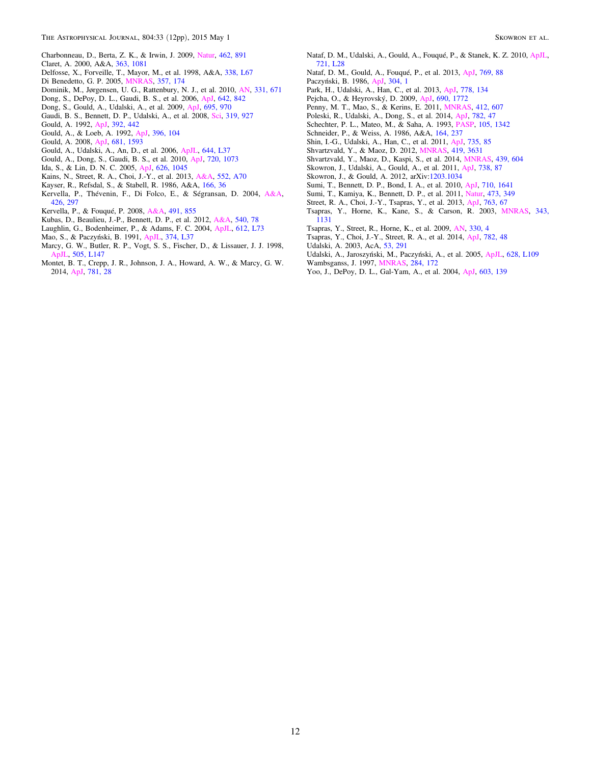Charbonneau, D., Berta, Z. K., & Irwin, J. 2009, Natur, 462, 891

Claret, A. 2000, A&A, 363, 1081

Delfosse, X., Forveille, T., Mayor, M., et al. 1998, A&A, 338, L67

Di Benedetto, G. P. 2005, MNRAS, 357, 174

Dominik, M., Jørgensen, U. G., Rattenbury, N. J., et al. 2010, AN, 331, 671

Dong, S., DePoy, D. L., Gaudi, B. S., et al. 2006, ApJ, 642, 842

Dong, S., Gould, A., Udalski, A., et al. 2009, ApJ, 695, 970

Gaudi, B. S., Bennett, D. P., Udalski, A., et al. 2008, Sci, 319, 927

Gould, A. 1992, ApJ, 392, 442

Gould, A., & Loeb, A. 1992, ApJ, 396, 104

Gould, A. 2008, ApJ, 681, 1593

Gould, A., Udalski, A., An, D., et al. 2006, ApJL, 644, L37

Gould, A., Dong, S., Gaudi, B. S., et al. 2010, ApJ, 720, 1073

Ida, S., & Lin, D. N. C. 2005, ApJ, 626, 1045

Kains, N., Street, R. A., Choi, J.-Y., et al. 2013, A&A, 552, A70

Kayser, R., Refsdal, S., & Stabell, R. 1986, A&A, 166, 36

Kervella, P., Thévenin, F., Di Folco, E., & Ségransan, D. 2004, A&A, 426, 297

Kervella, P., & Fouqué, P. 2008, A&A, 491, 855

Kubas, D., Beaulieu, J.-P., Bennett, D. P., et al. 2012, A&A, 540, 78

Laughlin, G., Bodenheimer, P., & Adams, F. C. 2004, ApJL, 612, L73

Mao, S., & Paczyński, B. 1991, ApJL, 374, L37

Marcy, G. W., Butler, R. P., Vogt, S. S., Fischer, D., & Lissauer, J. J. 1998, ApJL, 505, L147

Montet, B. T., Crepp, J. R., Johnson, J. A., Howard, A. W., & Marcy, G. W. 2014, ApJ, 781, 28

Nataf, D. M., Udalski, A., Gould, A., Fouqué, P., & Stanek, K. Z. 2010, ApJL, 721, L28

Nataf, D. M., Gould, A., Fouqué, P., et al. 2013, ApJ, 769, 88

Paczyński, B. 1986, ApJ, 304, 1

Park, H., Udalski, A., Han, C., et al. 2013, ApJ, 778, 134

Pejcha, O., & Heyrovský, D. 2009, ApJ, 690, 1772

Penny, M. T., Mao, S., & Kerins, E. 2011, MNRAS, 412, 607

Poleski, R., Udalski, A., Dong, S., et al. 2014, ApJ, 782, 47

Schechter, P. L., Mateo, M., & Saha, A. 1993, PASP, 105, 1342

Schneider, P., & Weiss, A. 1986, A&A, 164, 237

Shin, I.-G., Udalski, A., Han, C., et al. 2011, ApJ, 735, 85

Shvartzvald, Y., & Maoz, D. 2012, MNRAS, 419, 3631

Shvartzvald, Y., Maoz, D., Kaspi, S., et al. 2014, MNRAS, 439, 604

Skowron, J., Udalski, A., Gould, A., et al. 2011, ApJ, 738, 87

Skowron, J., & Gould, A. 2012, arXiv:1203.1034

Sumi, T., Bennett, D. P., Bond, I. A., et al. 2010, ApJ, 710, 1641

Sumi, T., Kamiya, K., Bennett, D. P., et al. 2011, Natur, 473, 349

Street, R. A., Choi, J.-Y., Tsapras, Y., et al. 2013, ApJ, 763, 67

Tsapras, Y., Horne, K., Kane, S., & Carson, R. 2003, MNRAS, 343, 1131

Tsapras, Y., Street, R., Horne, K., et al. 2009, AN, 330, 4

Tsapras, Y., Choi, J.-Y., Street, R. A., et al. 2014, ApJ, 782, 48

Udalski, A. 2003, AcA, 53, 291

Udalski, A., Jaroszyński, M., Paczyński, A., et al. 2005, ApJL, 628, L109

Wambsganss, J. 1997, MNRAS, 284, 172

Yoo, J., DePoy, D. L., Gal-Yam, A., et al. 2004, ApJ, 603, 139